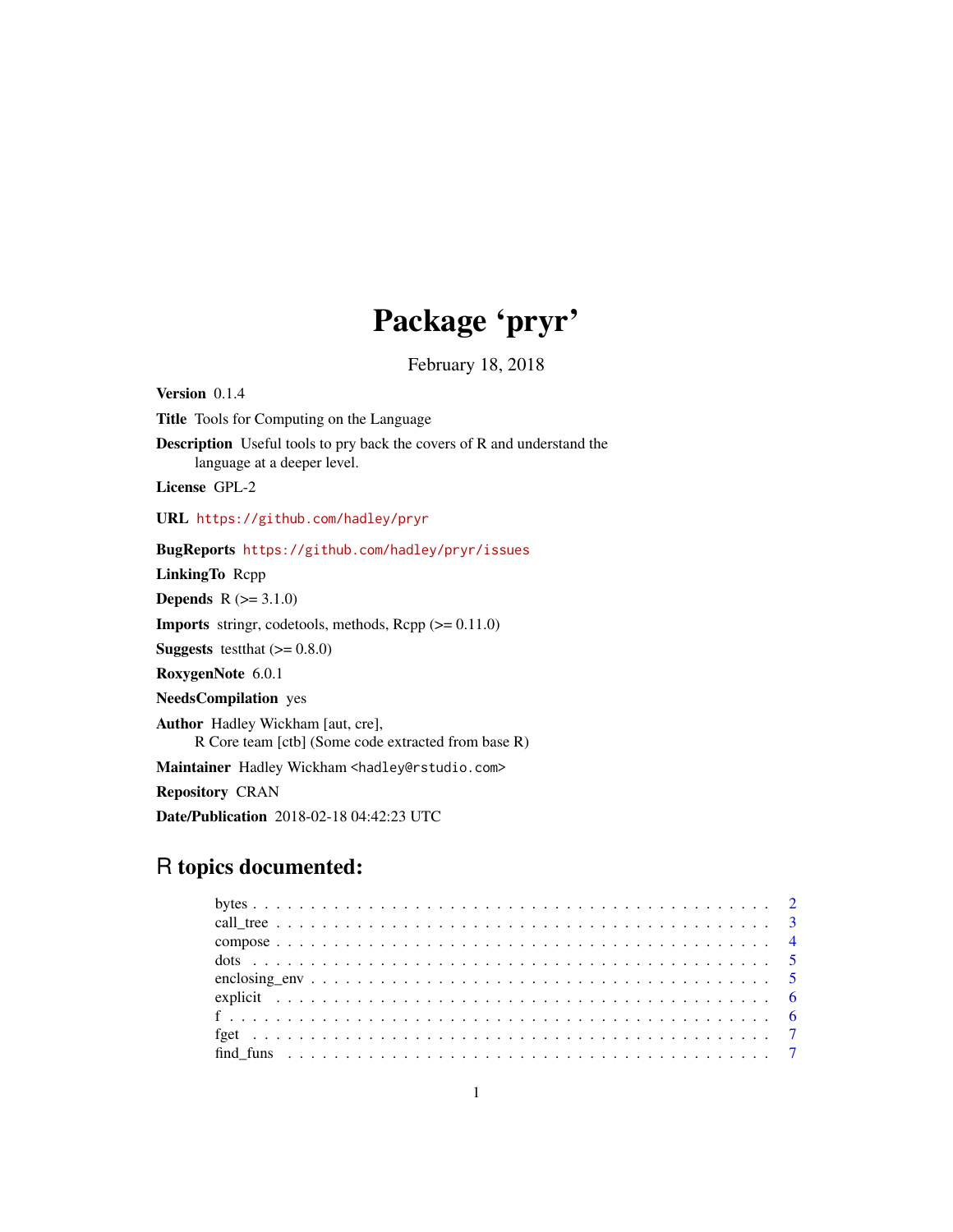# Package 'pryr'

February 18, 2018

**Version** 0.1.4

**Title** Tools for Computing on the Language

**Description** Useful tools to pry back the covers of R and understand the language at a deeper level.

**License** GPL-2

**URL** https://github.com/hadley/pryr

**BugReports** https://github.com/hadley/pryr/issues

**LinkingTo** Rcpp

**Depends** R (>= 3.1.0)

**Imports** stringr, codetools, methods, Rcpp (>= 0.11.0)

**Suggests** testthat (>= 0.8.0)

**RoxygenNote** 6.0.1

**NeedsCompilation** yes

**Author** Hadley Wickham [aut, cre], R Core team [ctb] (Some code extracted from base R)

**Maintainer** Hadley Wickham <hadley@rstudio.com>

**Repository** CRAN

**Date/Publication** 2018-02-18 04:42:23 UTC

## R topics documented:

- bytes . . . . . . . . . . . . . . . . . . . . . . . . . . . . . . . . . . . . . . . . . . 2
- call_tree . . . . . . . . . . . . . . . . . . . . . . . . . . . . . . . . . . . . . . . . 3
- compose . . . . . . . . . . . . . . . . . . . . . . . . . . . . . . . . . . . . . . . . 4
- dots . . . . . . . . . . . . . . . . . . . . . . . . . . . . . . . . . . . . . . . . . . . 5
- enclosing_env . . . . . . . . . . . . . . . . . . . . . . . . . . . . . . . . . . . . . 5
- explicit . . . . . . . . . . . . . . . . . . . . . . . . . . . . . . . . . . . . . . . . . 6
- f . . . . . . . . . . . . . . . . . . . . . . . . . . . . . . . . . . . . . . . . . . . . . 6
- fget . . . . . . . . . . . . . . . . . . . . . . . . . . . . . . . . . . . . . . . . . . . 7
- find_funs . . . . . . . . . . . . . . . . . . . . . . . . . . . . . . . . . . . . . . . . 7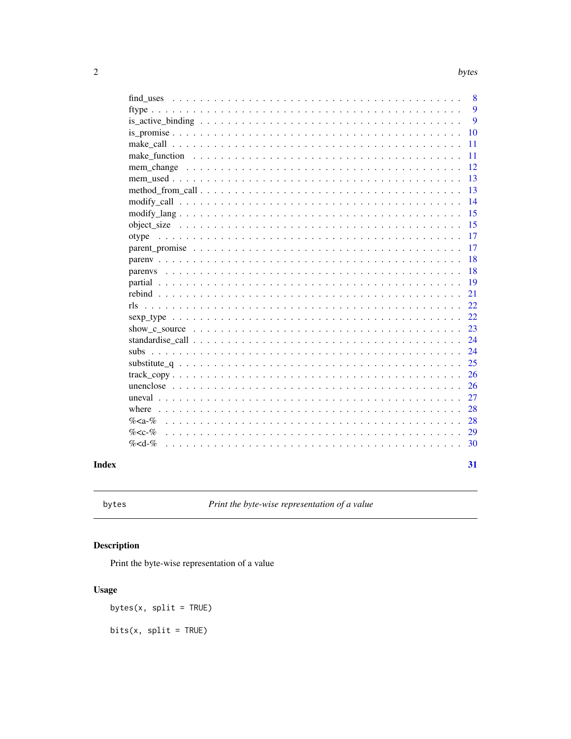find_uses . . . . . . . . . . . . . . . . . . . . . . . . . . . . . . . . . . . . . . . . 8
ftype . . . . . . . . . . . . . . . . . . . . . . . . . . . . . . . . . . . . . . . . . . 9
is_active_binding . . . . . . . . . . . . . . . . . . . . . . . . . . . . . . . . . . . . 9
is_promise . . . . . . . . . . . . . . . . . . . . . . . . . . . . . . . . . . . . . . . . 10
make_call . . . . . . . . . . . . . . . . . . . . . . . . . . . . . . . . . . . . . . . . 11
make_function . . . . . . . . . . . . . . . . . . . . . . . . . . . . . . . . . . . . . . 11
mem_change . . . . . . . . . . . . . . . . . . . . . . . . . . . . . . . . . . . . . . . 12
mem_used . . . . . . . . . . . . . . . . . . . . . . . . . . . . . . . . . . . . . . . . 13
method_from_call . . . . . . . . . . . . . . . . . . . . . . . . . . . . . . . . . . . . 13
modify_call . . . . . . . . . . . . . . . . . . . . . . . . . . . . . . . . . . . . . . . 14
modify_lang . . . . . . . . . . . . . . . . . . . . . . . . . . . . . . . . . . . . . . . 15
object_size . . . . . . . . . . . . . . . . . . . . . . . . . . . . . . . . . . . . . . . 15
otype . . . . . . . . . . . . . . . . . . . . . . . . . . . . . . . . . . . . . . . . . . 17
parent_promise . . . . . . . . . . . . . . . . . . . . . . . . . . . . . . . . . . . . . 17
parenv . . . . . . . . . . . . . . . . . . . . . . . . . . . . . . . . . . . . . . . . . 18
parenvs . . . . . . . . . . . . . . . . . . . . . . . . . . . . . . . . . . . . . . . . . 18
partial . . . . . . . . . . . . . . . . . . . . . . . . . . . . . . . . . . . . . . . . . 19
rebind . . . . . . . . . . . . . . . . . . . . . . . . . . . . . . . . . . . . . . . . . . 21
rls . . . . . . . . . . . . . . . . . . . . . . . . . . . . . . . . . . . . . . . . . . . 22
sexp_type . . . . . . . . . . . . . . . . . . . . . . . . . . . . . . . . . . . . . . . . 22
show_c_source . . . . . . . . . . . . . . . . . . . . . . . . . . . . . . . . . . . . . . 23
standardise_call . . . . . . . . . . . . . . . . . . . . . . . . . . . . . . . . . . . . . 24
subs . . . . . . . . . . . . . . . . . . . . . . . . . . . . . . . . . . . . . . . . . . . 24
substitute_q . . . . . . . . . . . . . . . . . . . . . . . . . . . . . . . . . . . . . . . 25
track_copy . . . . . . . . . . . . . . . . . . . . . . . . . . . . . . . . . . . . . . . . 26
unenclose . . . . . . . . . . . . . . . . . . . . . . . . . . . . . . . . . . . . . . . . 26
uneval . . . . . . . . . . . . . . . . . . . . . . . . . . . . . . . . . . . . . . . . . . 27
where . . . . . . . . . . . . . . . . . . . . . . . . . . . . . . . . . . . . . . . . . . 28
%<a-% . . . . . . . . . . . . . . . . . . . . . . . . . . . . . . . . . . . . . . . . . . 28
%<c-% . . . . . . . . . . . . . . . . . . . . . . . . . . . . . . . . . . . . . . . . . . 29
%<d-% . . . . . . . . . . . . . . . . . . . . . . . . . . . . . . . . . . . . . . . . . . 30

**Index** **31**

---

`bytes` *Print the byte-wise representation of a value*

---

## Description

Print the byte-wise representation of a value

## Usage

```
bytes(x, split = TRUE)

bits(x, split = TRUE)
```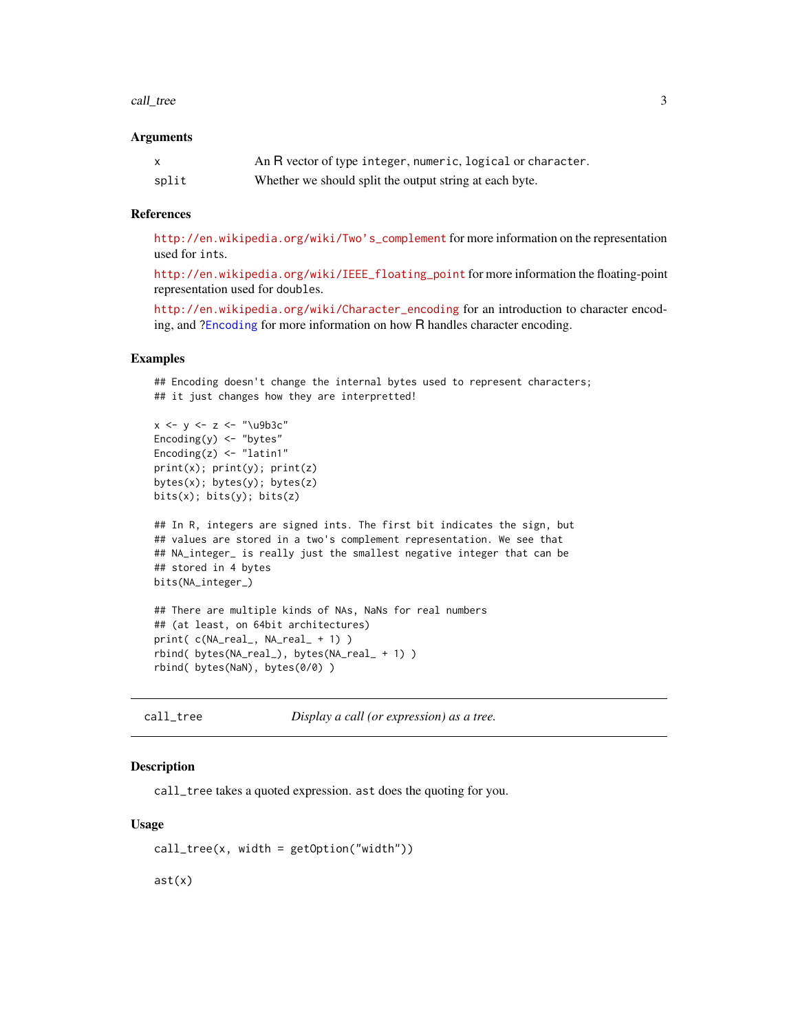### Arguments

| | |
|---|---|
| x | An R vector of type `integer`, `numeric`, `logical` or `character`. |
| split | Whether we should split the output string at each byte. |

### References

http://en.wikipedia.org/wiki/Two's_complement for more information on the representation used for `int`s.

http://en.wikipedia.org/wiki/IEEE_floating_point for more information the floating-point representation used for `double`s.

http://en.wikipedia.org/wiki/Character_encoding for an introduction to character encoding, and ?Encoding for more information on how R handles character encoding.

### Examples

```
## Encoding doesn't change the internal bytes used to represent characters;
## it just changes how they are interpretted!

x <- y <- z <- "\u9b3c"
Encoding(y) <- "bytes"
Encoding(z) <- "latin1"
print(x); print(y); print(z)
bytes(x); bytes(y); bytes(z)
bits(x); bits(y); bits(z)

## In R, integers are signed ints. The first bit indicates the sign, but
## values are stored in a two's complement representation. We see that
## NA_integer_ is really just the smallest negative integer that can be
## stored in 4 bytes
bits(NA_integer_)

## There are multiple kinds of NAs, NaNs for real numbers
## (at least, on 64bit architectures)
print( c(NA_real_, NA_real_ + 1) )
rbind( bytes(NA_real_), bytes(NA_real_ + 1) )
rbind( bytes(NaN), bytes(0/0) )
```

---

## call_tree — *Display a call (or expression) as a tree.*

---

### Description

`call_tree` takes a quoted expression. `ast` does the quoting for you.

### Usage

```
call_tree(x, width = getOption("width"))

ast(x)
```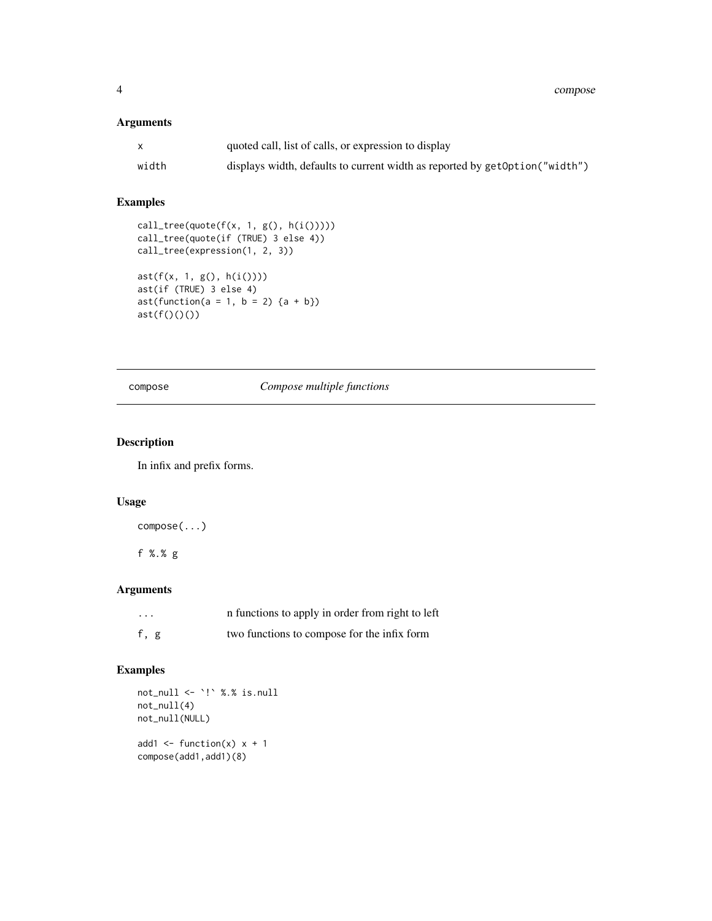### Arguments

| | |
|---|---|
| x | quoted call, list of calls, or expression to display |
| width | displays width, defaults to current width as reported by `getOption("width")` |

### Examples

```
call_tree(quote(f(x, 1, g(), h(i()))))
call_tree(quote(if (TRUE) 3 else 4))
call_tree(expression(1, 2, 3))

ast(f(x, 1, g(), h(i())))
ast(if (TRUE) 3 else 4)
ast(function(a = 1, b = 2) {a + b})
ast(f()()())
```

---

## compose — *Compose multiple functions*

---

### Description

In infix and prefix forms.

### Usage

```
compose(...)

f %.% g
```

### Arguments

| | |
|---|---|
| ... | n functions to apply in order from right to left |
| f, g | two functions to compose for the infix form |

### Examples

```
not_null <- `!` %.% is.null
not_null(4)
not_null(NULL)

add1 <- function(x) x + 1
compose(add1,add1)(8)
```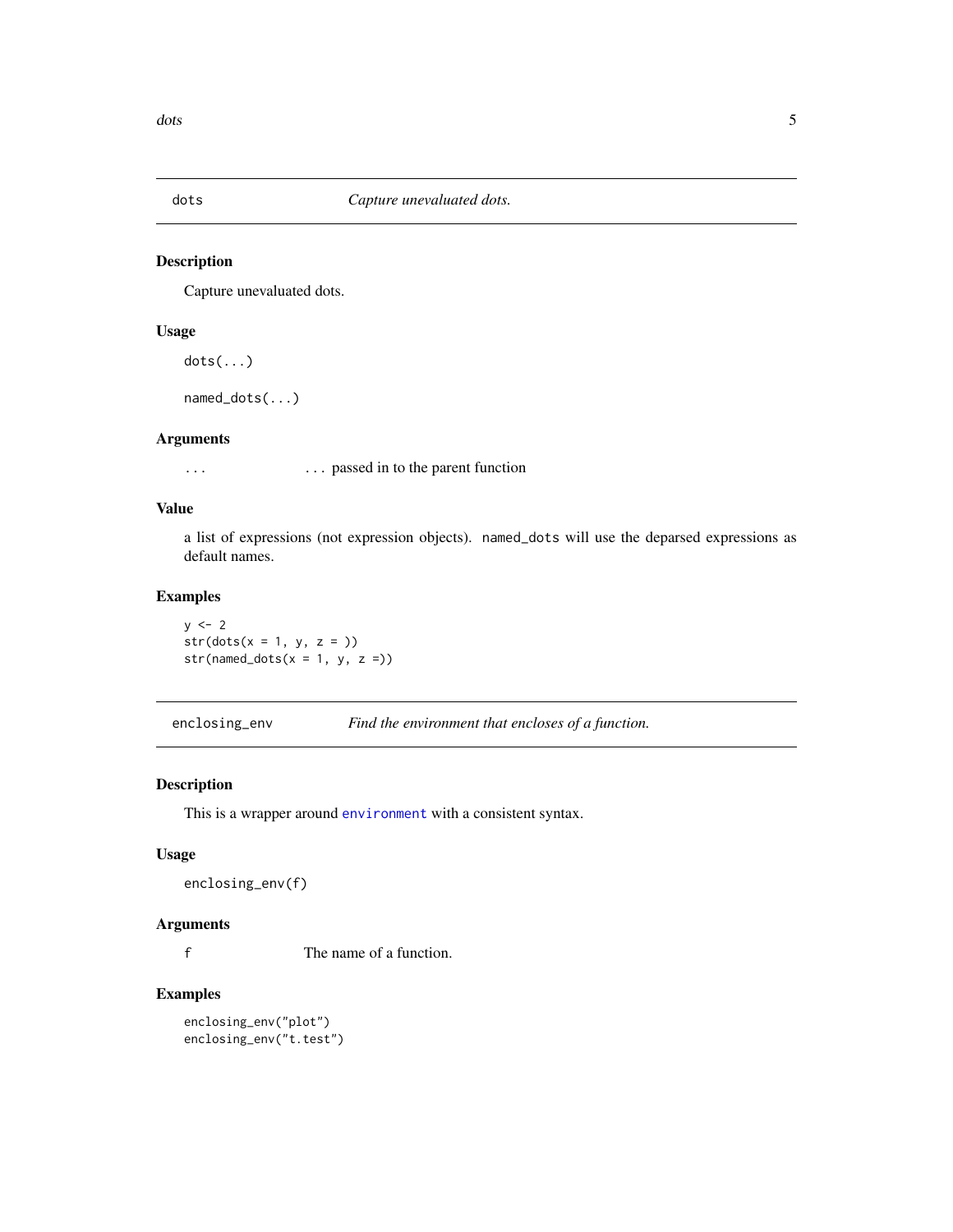## dots — *Capture unevaluated dots.*

### Description

Capture unevaluated dots.

### Usage

```
dots(...)

named_dots(...)
```

### Arguments

| | |
|---|---|
| `...` | ... passed in to the parent function |

### Value

a list of expressions (not expression objects). `named_dots` will use the deparsed expressions as default names.

### Examples

```
y <- 2
str(dots(x = 1, y, z = ))
str(named_dots(x = 1, y, z =))
```

## enclosing_env — *Find the environment that encloses of a function.*

### Description

This is a wrapper around `environment` with a consistent syntax.

### Usage

```
enclosing_env(f)
```

### Arguments

| | |
|---|---|
| `f` | The name of a function. |

### Examples

```
enclosing_env("plot")
enclosing_env("t.test")
```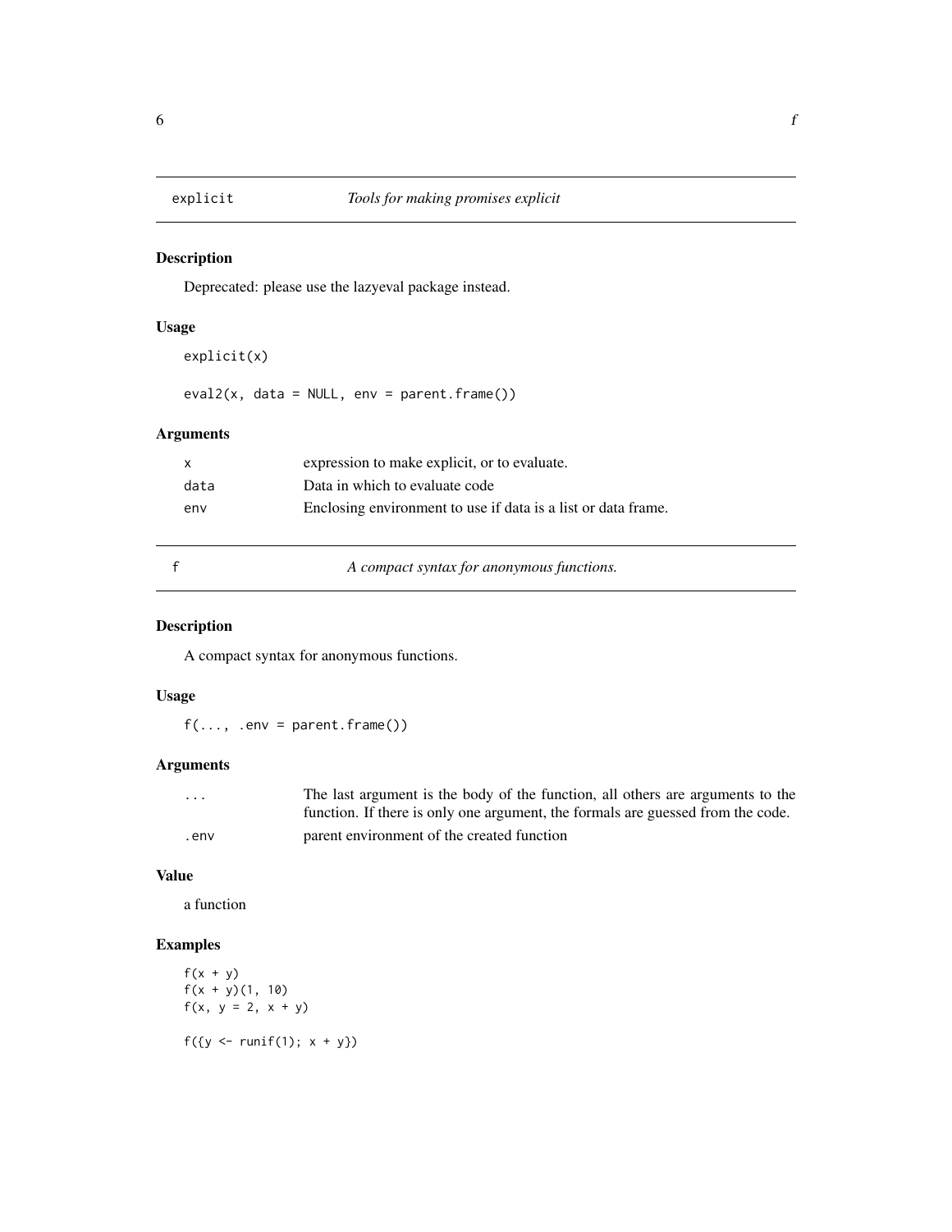## explicit — *Tools for making promises explicit*

### Description

Deprecated: please use the lazyeval package instead.

### Usage

```
explicit(x)

eval2(x, data = NULL, env = parent.frame())
```

### Arguments

| | |
|---|---|
| x | expression to make explicit, or to evaluate. |
| data | Data in which to evaluate code |
| env | Enclosing environment to use if data is a list or data frame. |

## f — *A compact syntax for anonymous functions.*

### Description

A compact syntax for anonymous functions.

### Usage

```
f(..., .env = parent.frame())
```

### Arguments

| | |
|---|---|
| ... | The last argument is the body of the function, all others are arguments to the function. If there is only one argument, the formals are guessed from the code. |
| .env | parent environment of the created function |

### Value

a function

### Examples

```
f(x + y)
f(x + y)(1, 10)
f(x, y = 2, x + y)

f({y <- runif(1); x + y})
```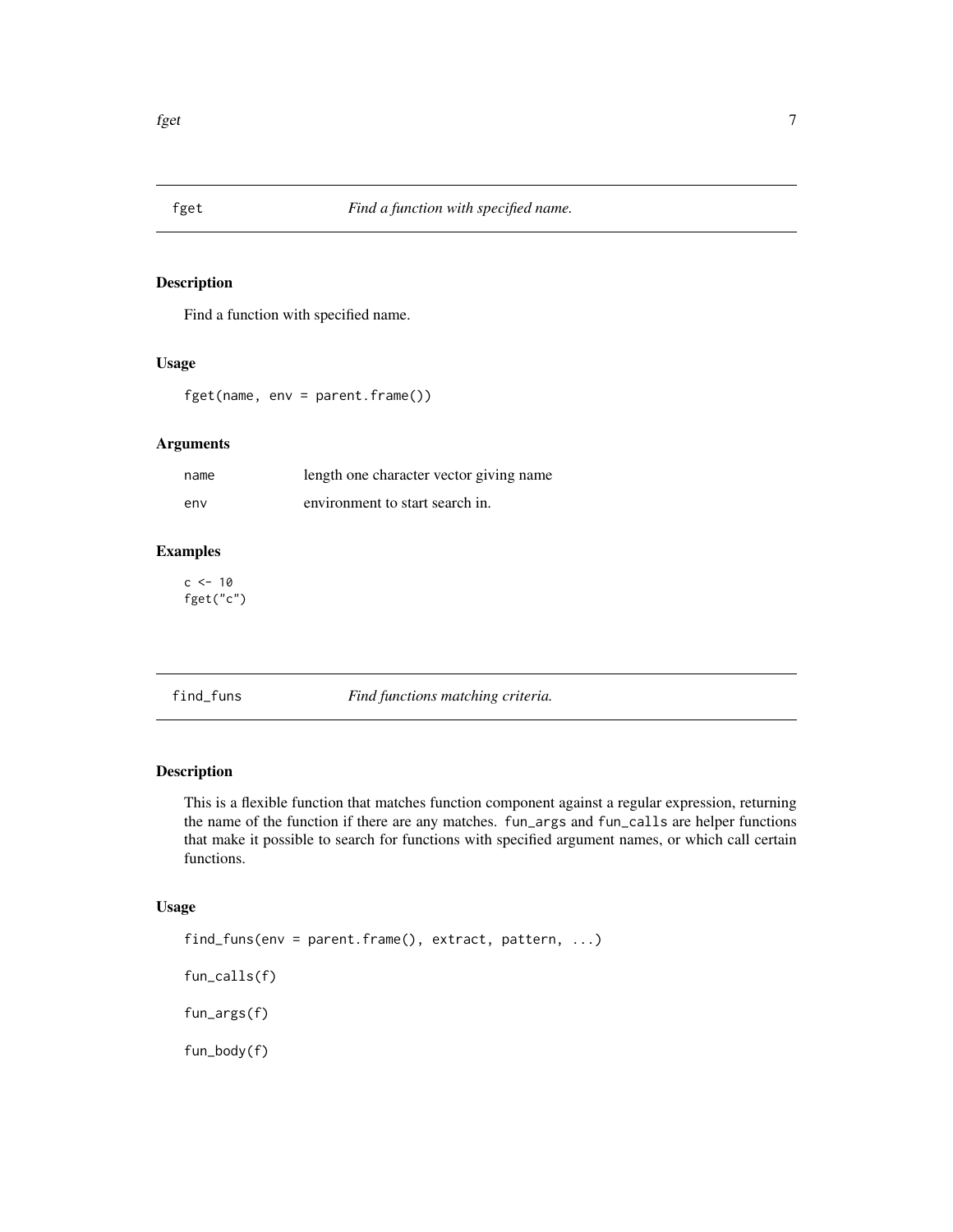## fget — *Find a function with specified name.*

### Description

Find a function with specified name.

### Usage

```
fget(name, env = parent.frame())
```

### Arguments

| | |
|---|---|
| name | length one character vector giving name |
| env | environment to start search in. |

### Examples

```
c <- 10
fget("c")
```

## find_funs — *Find functions matching criteria.*

### Description

This is a flexible function that matches function component against a regular expression, returning the name of the function if there are any matches. `fun_args` and `fun_calls` are helper functions that make it possible to search for functions with specified argument names, or which call certain functions.

### Usage

```
find_funs(env = parent.frame(), extract, pattern, ...)

fun_calls(f)

fun_args(f)

fun_body(f)
```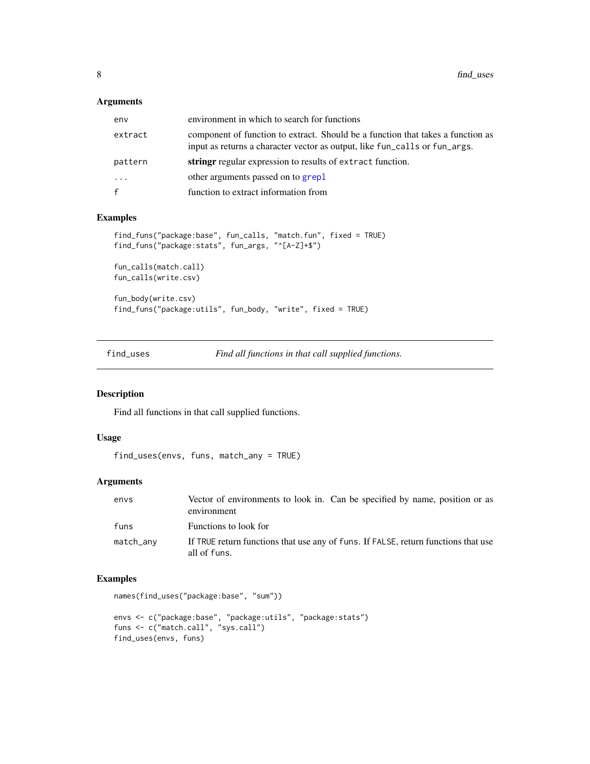### Arguments

| | |
|---|---|
| `env` | environment in which to search for functions |
| `extract` | component of function to extract. Should be a function that takes a function as input as returns a character vector as output, like `fun_calls` or `fun_args`. |
| `pattern` | **stringr** regular expression to results of `extract` function. |
| `...` | other arguments passed on to `grepl` |
| `f` | function to extract information from |

### Examples

```
find_funs("package:base", fun_calls, "match.fun", fixed = TRUE)
find_funs("package:stats", fun_args, "^[A-Z]+$")

fun_calls(match.call)
fun_calls(write.csv)

fun_body(write.csv)
find_funs("package:utils", fun_body, "write", fixed = TRUE)
```

---

## find_uses — *Find all functions in that call supplied functions.*

### Description

Find all functions in that call supplied functions.

### Usage

```
find_uses(envs, funs, match_any = TRUE)
```

### Arguments

| | |
|---|---|
| `envs` | Vector of environments to look in. Can be specified by name, position or as environment |
| `funs` | Functions to look for |
| `match_any` | If `TRUE` return functions that use any of `funs`. If `FALSE`, return functions that use all of `funs`. |

### Examples

```
names(find_uses("package:base", "sum"))

envs <- c("package:base", "package:utils", "package:stats")
funs <- c("match.call", "sys.call")
find_uses(envs, funs)
```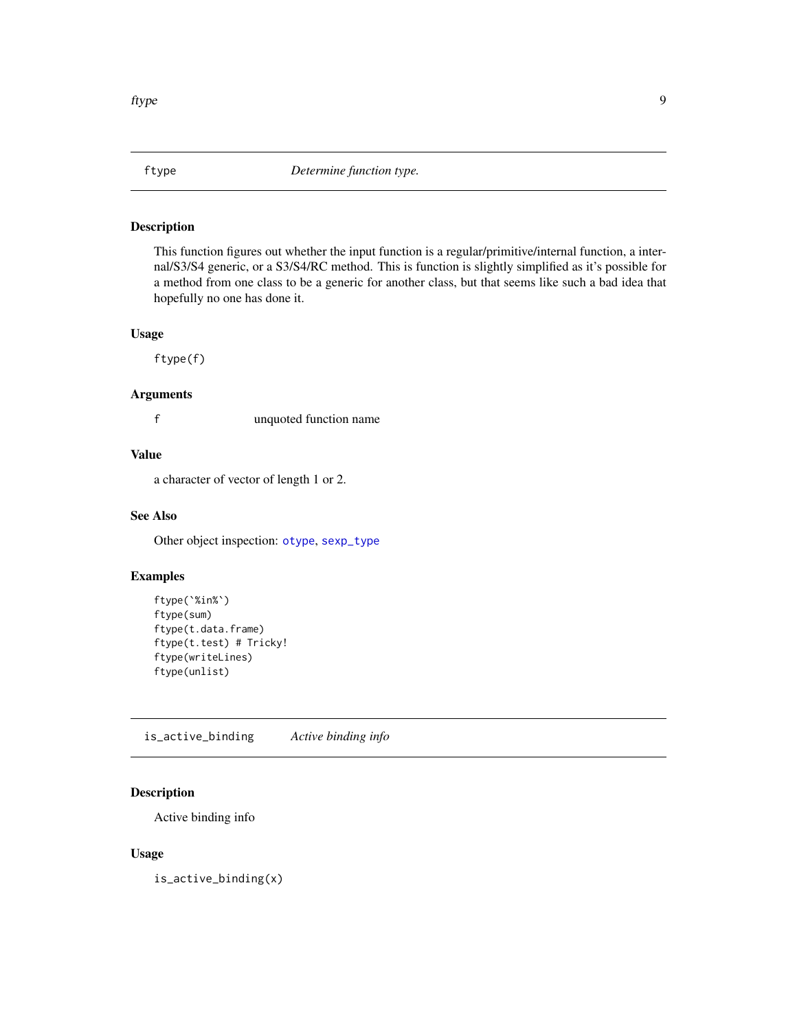## ftype — *Determine function type.*

### Description

This function figures out whether the input function is a regular/primitive/internal function, a internal/S3/S4 generic, or a S3/S4/RC method. This is function is slightly simplified as it's possible for a method from one class to be a generic for another class, but that seems like such a bad idea that hopefully no one has done it.

### Usage

```
ftype(f)
```

### Arguments

| | |
|---|---|
| f | unquoted function name |

### Value

a character of vector of length 1 or 2.

### See Also

Other object inspection: otype, sexp_type

### Examples

```
ftype(`%in%`)
ftype(sum)
ftype(t.data.frame)
ftype(t.test) # Tricky!
ftype(writeLines)
ftype(unlist)
```

## is_active_binding — *Active binding info*

### Description

Active binding info

### Usage

```
is_active_binding(x)
```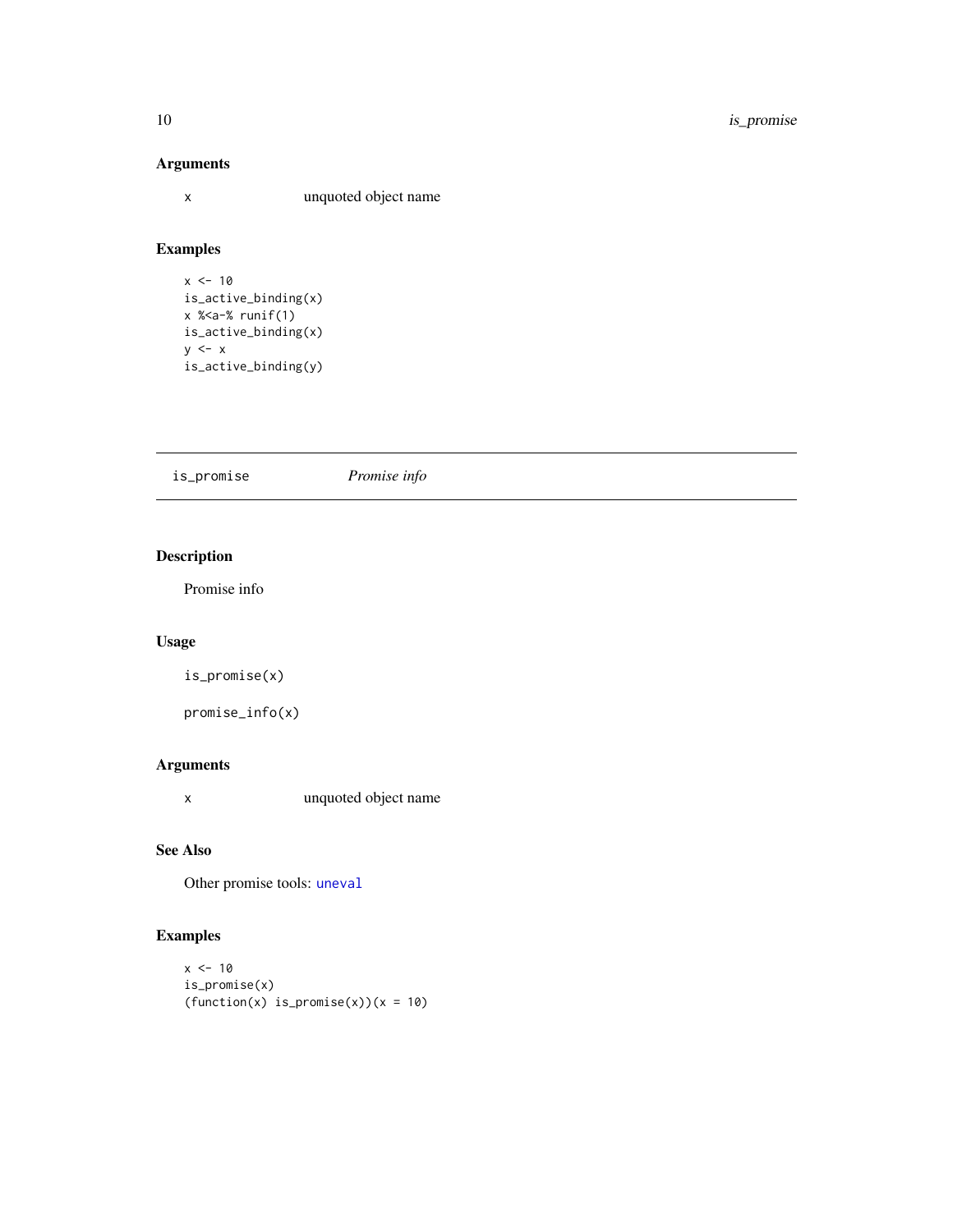### Arguments

x unquoted object name

### Examples

```
x <- 10
is_active_binding(x)
x %<a-% runif(1)
is_active_binding(x)
y <- x
is_active_binding(y)
```

---

## is_promise *Promise info*

---

### Description

Promise info

### Usage

```
is_promise(x)

promise_info(x)
```

### Arguments

x unquoted object name

### See Also

Other promise tools: uneval

### Examples

```
x <- 10
is_promise(x)
(function(x) is_promise(x))(x = 10)
```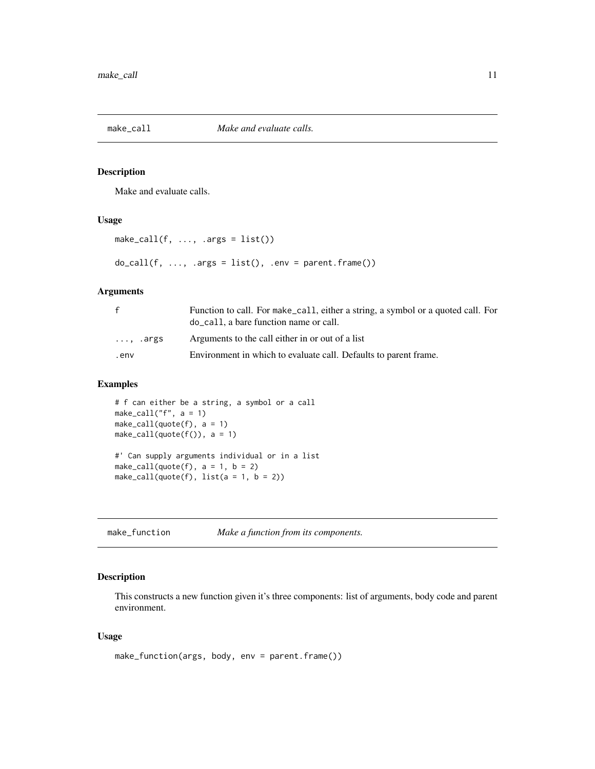## make_call — *Make and evaluate calls.*

### Description

Make and evaluate calls.

### Usage

```
make_call(f, ..., .args = list())

do_call(f, ..., .args = list(), .env = parent.frame())
```

### Arguments

| | |
|---|---|
| f | Function to call. For make_call, either a string, a symbol or a quoted call. For do_call, a bare function name or call. |
| ..., .args | Arguments to the call either in or out of a list |
| .env | Environment in which to evaluate call. Defaults to parent frame. |

### Examples

```
# f can either be a string, a symbol or a call
make_call("f", a = 1)
make_call(quote(f), a = 1)
make_call(quote(f()), a = 1)

#' Can supply arguments individual or in a list
make_call(quote(f), a = 1, b = 2)
make_call(quote(f), list(a = 1, b = 2))
```

## make_function — *Make a function from its components.*

### Description

This constructs a new function given it's three components: list of arguments, body code and parent environment.

### Usage

```
make_function(args, body, env = parent.frame())
```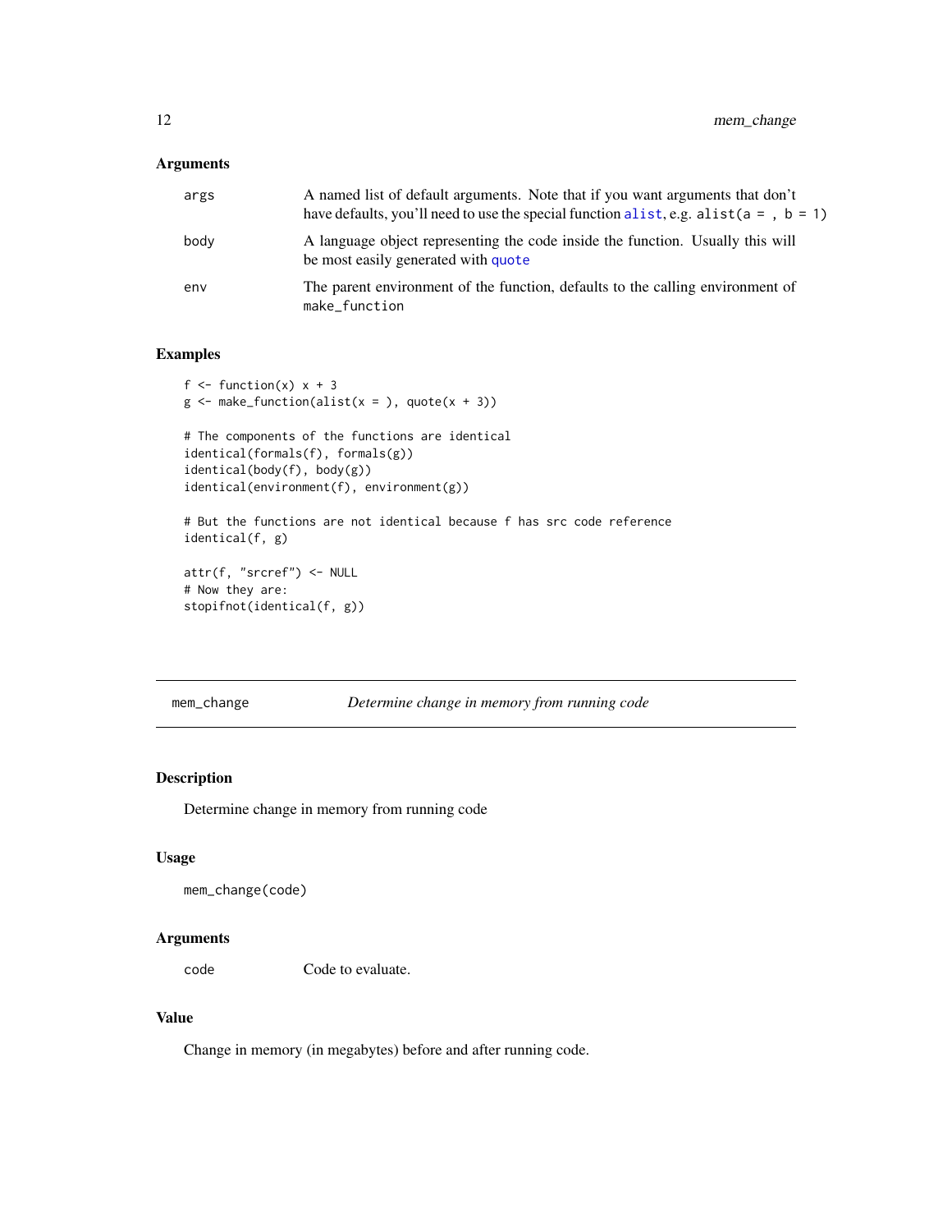### Arguments

| | |
|---|---|
| `args` | A named list of default arguments. Note that if you want arguments that don't have defaults, you'll need to use the special function `alist`, e.g. `alist(a = , b = 1)` |
| `body` | A language object representing the code inside the function. Usually this will be most easily generated with `quote` |
| `env` | The parent environment of the function, defaults to the calling environment of `make_function` |

### Examples

```
f <- function(x) x + 3
g <- make_function(alist(x = ), quote(x + 3))

# The components of the functions are identical
identical(formals(f), formals(g))
identical(body(f), body(g))
identical(environment(f), environment(g))

# But the functions are not identical because f has src code reference
identical(f, g)

attr(f, "srcref") <- NULL
# Now they are:
stopifnot(identical(f, g))
```

---

## mem_change — *Determine change in memory from running code*

---

### Description

Determine change in memory from running code

### Usage

```
mem_change(code)
```

### Arguments

| | |
|---|---|
| `code` | Code to evaluate. |

### Value

Change in memory (in megabytes) before and after running code.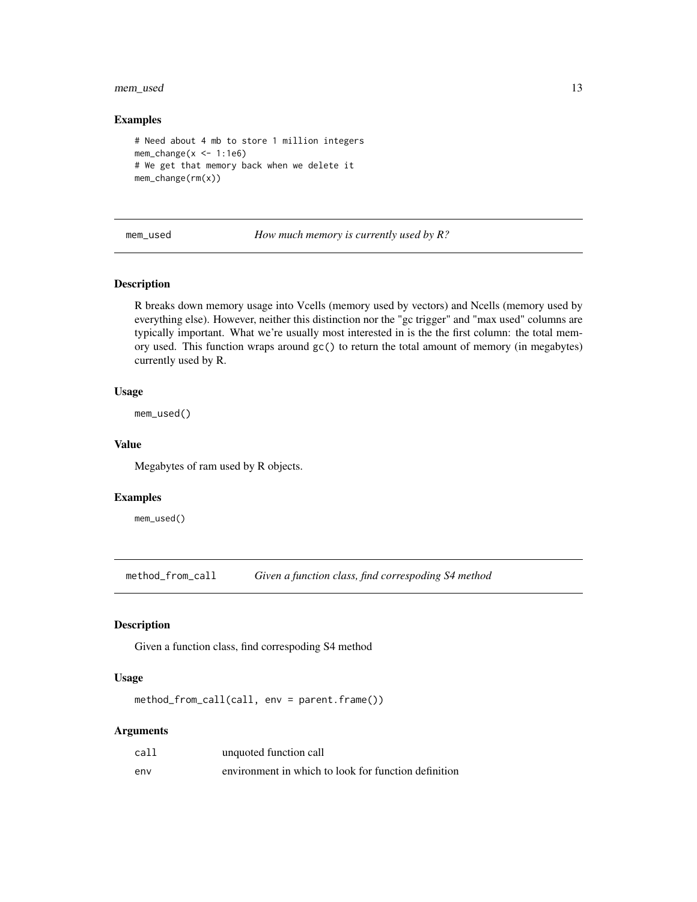### Examples

```
# Need about 4 mb to store 1 million integers
mem_change(x <- 1:1e6)
# We get that memory back when we delete it
mem_change(rm(x))
```

---

## mem_used — *How much memory is currently used by R?*

### Description

R breaks down memory usage into Vcells (memory used by vectors) and Ncells (memory used by everything else). However, neither this distinction nor the "gc trigger" and "max used" columns are typically important. What we're usually most interested in is the the first column: the total memory used. This function wraps around `gc()` to return the total amount of memory (in megabytes) currently used by R.

### Usage

```
mem_used()
```

### Value

Megabytes of ram used by R objects.

### Examples

```
mem_used()
```

---

## method_from_call — *Given a function class, find correspoding S4 method*

### Description

Given a function class, find correspoding S4 method

### Usage

```
method_from_call(call, env = parent.frame())
```

### Arguments

| | |
|---|---|
| call | unquoted function call |
| env | environment in which to look for function definition |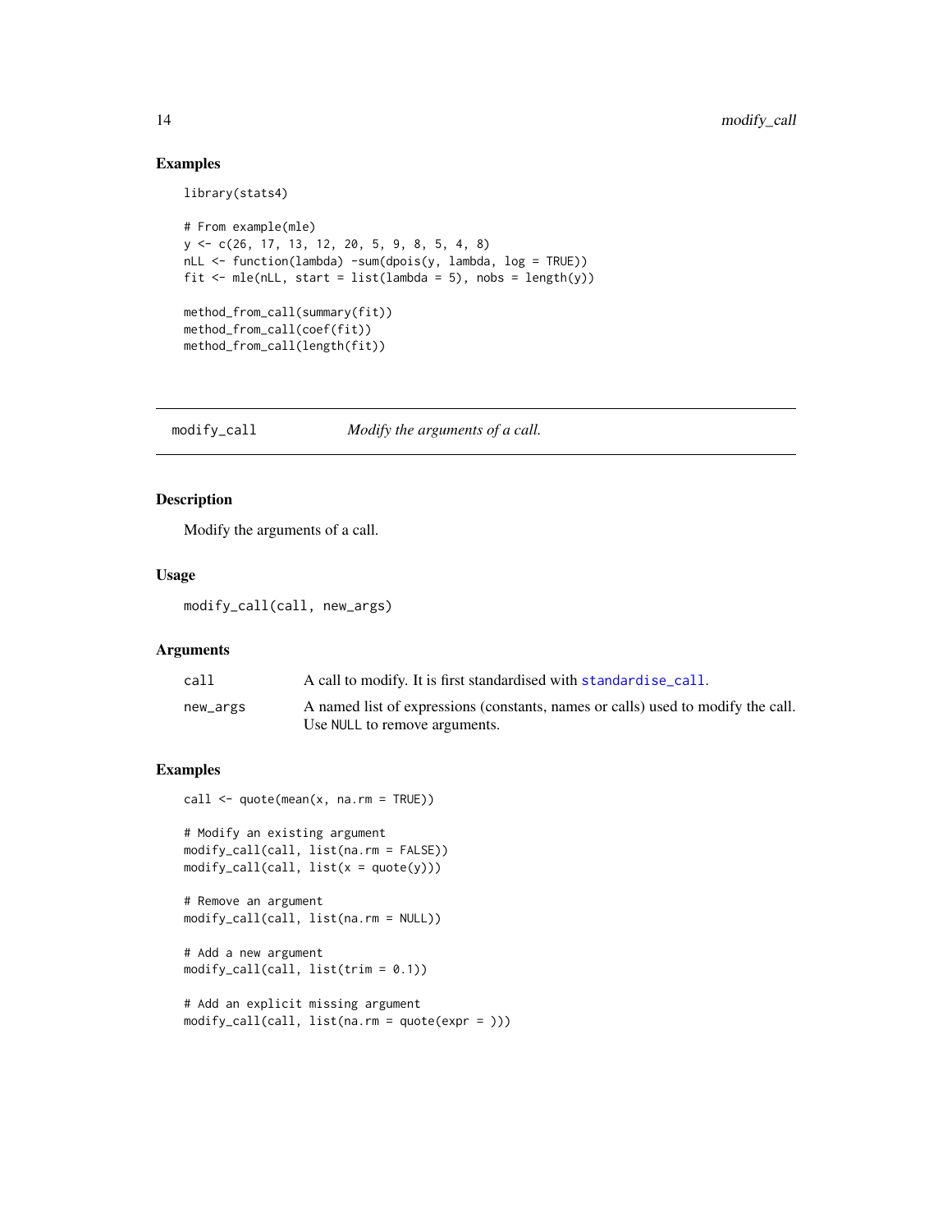### Examples

```
library(stats4)

# From example(mle)
y <- c(26, 17, 13, 12, 20, 5, 9, 8, 5, 4, 8)
nLL <- function(lambda) -sum(dpois(y, lambda, log = TRUE))
fit <- mle(nLL, start = list(lambda = 5), nobs = length(y))

method_from_call(summary(fit))
method_from_call(coef(fit))
method_from_call(length(fit))
```

---

## modify_call — *Modify the arguments of a call.*

---

### Description

Modify the arguments of a call.

### Usage

```
modify_call(call, new_args)
```

### Arguments

| | |
|---|---|
| `call` | A call to modify. It is first standardised with `standardise_call`. |
| `new_args` | A named list of expressions (constants, names or calls) used to modify the call. Use `NULL` to remove arguments. |

### Examples

```
call <- quote(mean(x, na.rm = TRUE))

# Modify an existing argument
modify_call(call, list(na.rm = FALSE))
modify_call(call, list(x = quote(y)))

# Remove an argument
modify_call(call, list(na.rm = NULL))

# Add a new argument
modify_call(call, list(trim = 0.1))

# Add an explicit missing argument
modify_call(call, list(na.rm = quote(expr = )))
```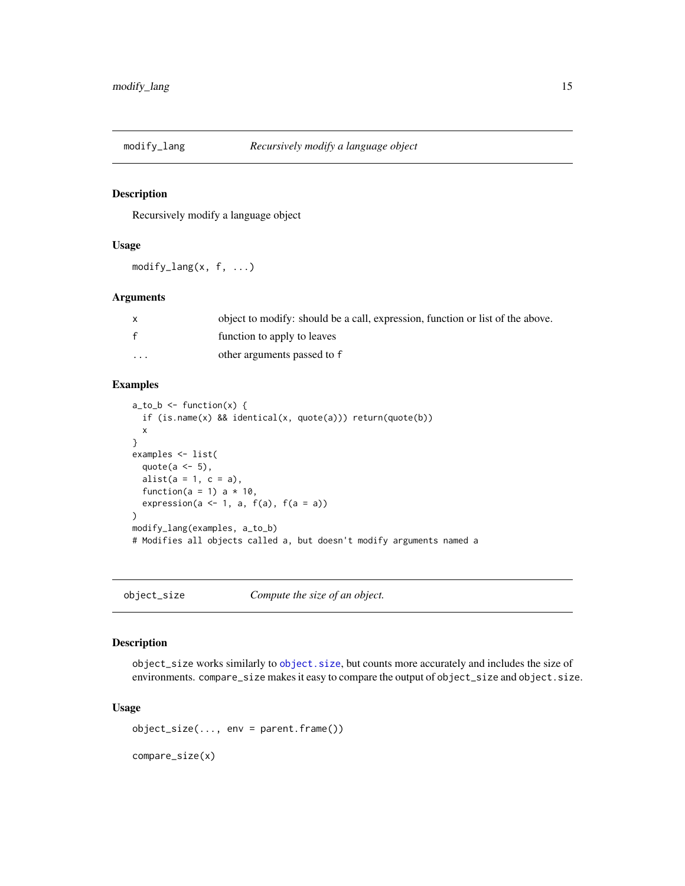## modify_lang — *Recursively modify a language object*

### Description

Recursively modify a language object

### Usage

```
modify_lang(x, f, ...)
```

### Arguments

| | |
|---|---|
| x | object to modify: should be a call, expression, function or list of the above. |
| f | function to apply to leaves |
| ... | other arguments passed to f |

### Examples

```
a_to_b <- function(x) {
  if (is.name(x) && identical(x, quote(a))) return(quote(b))
  x
}
examples <- list(
  quote(a <- 5),
  alist(a = 1, c = a),
  function(a = 1) a * 10,
  expression(a <- 1, a, f(a), f(a = a))
)
modify_lang(examples, a_to_b)
# Modifies all objects called a, but doesn't modify arguments named a
```

## object_size — *Compute the size of an object.*

### Description

`object_size` works similarly to `object.size`, but counts more accurately and includes the size of environments. `compare_size` makes it easy to compare the output of `object_size` and `object.size`.

### Usage

```
object_size(..., env = parent.frame())

compare_size(x)
```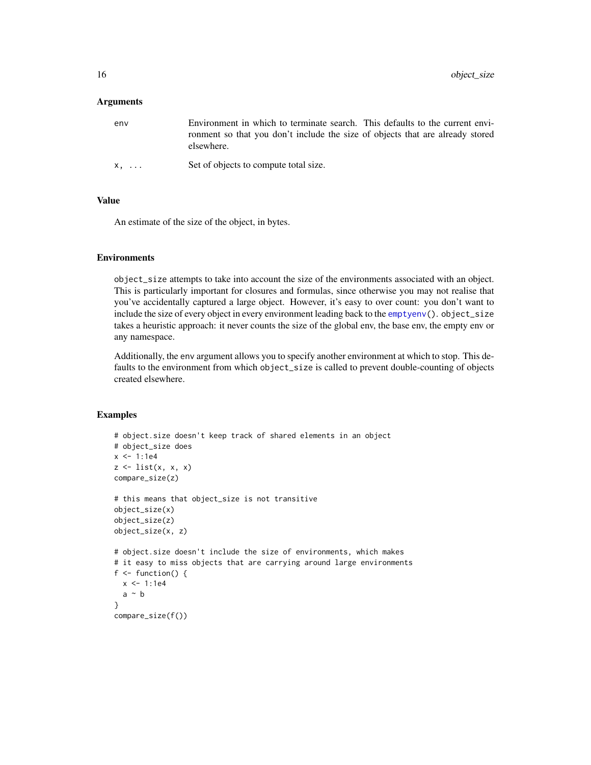### Arguments

| | |
|---|---|
| `env` | Environment in which to terminate search. This defaults to the current environment so that you don't include the size of objects that are already stored elsewhere. |
| `x, ...` | Set of objects to compute total size. |

### Value

An estimate of the size of the object, in bytes.

### Environments

`object_size` attempts to take into account the size of the environments associated with an object. This is particularly important for closures and formulas, since otherwise you may not realise that you've accidentally captured a large object. However, it's easy to over count: you don't want to include the size of every object in every environment leading back to the `emptyenv()`. `object_size` takes a heuristic approach: it never counts the size of the global env, the base env, the empty env or any namespace.

Additionally, the `env` argument allows you to specify another environment at which to stop. This defaults to the environment from which `object_size` is called to prevent double-counting of objects created elsewhere.

### Examples

```
# object.size doesn't keep track of shared elements in an object
# object_size does
x <- 1:1e4
z <- list(x, x, x)
compare_size(z)

# this means that object_size is not transitive
object_size(x)
object_size(z)
object_size(x, z)

# object.size doesn't include the size of environments, which makes
# it easy to miss objects that are carrying around large environments
f <- function() {
  x <- 1:1e4
  a ~ b
}
compare_size(f())
```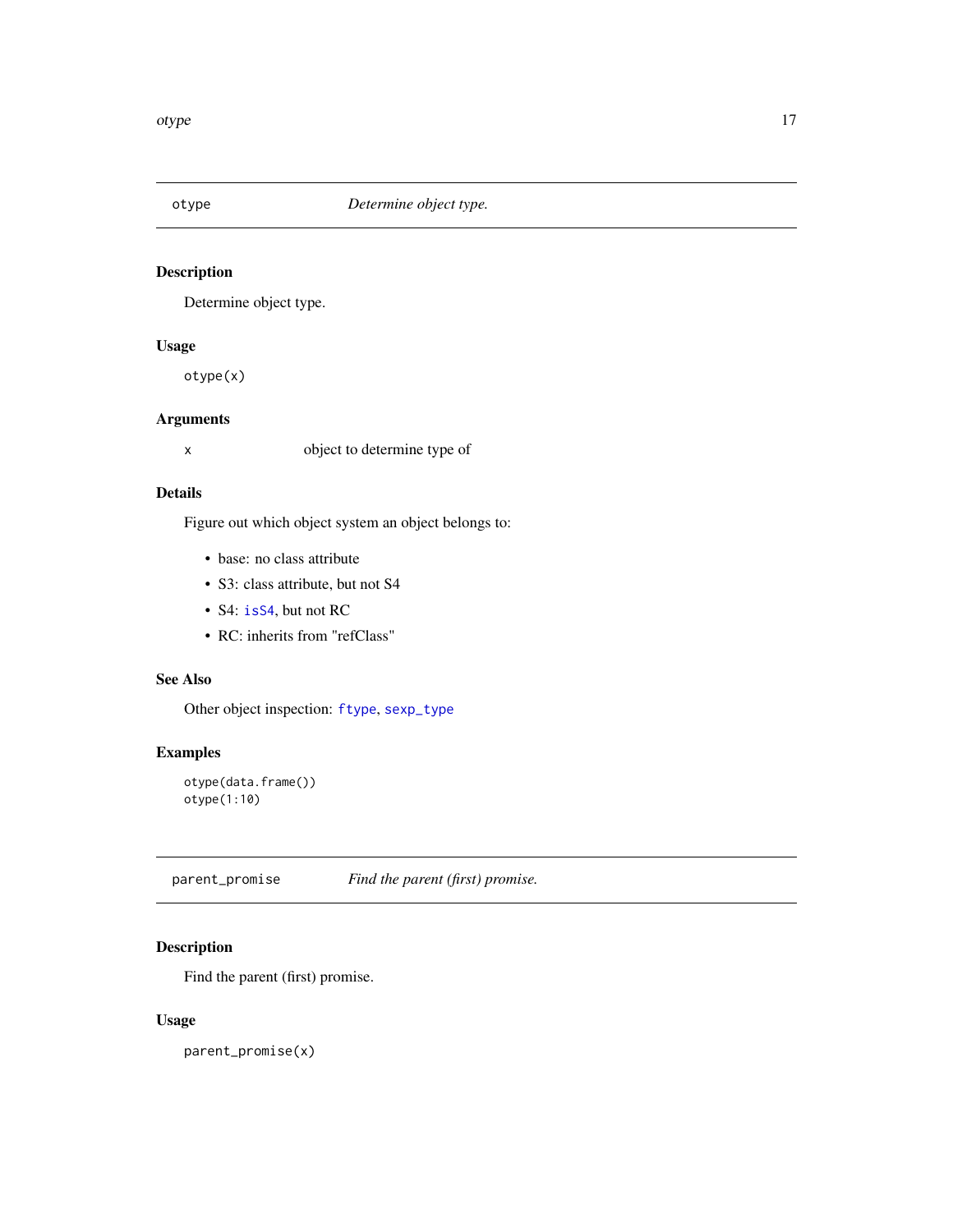## otype *Determine object type.*

### Description

Determine object type.

### Usage

```
otype(x)
```

### Arguments

| | |
|---|---|
| x | object to determine type of |

### Details

Figure out which object system an object belongs to:

- base: no class attribute
- S3: class attribute, but not S4
- S4: isS4, but not RC
- RC: inherits from "refClass"

### See Also

Other object inspection: ftype, sexp_type

### Examples

```
otype(data.frame())
otype(1:10)
```

## parent_promise *Find the parent (first) promise.*

### Description

Find the parent (first) promise.

### Usage

```
parent_promise(x)
```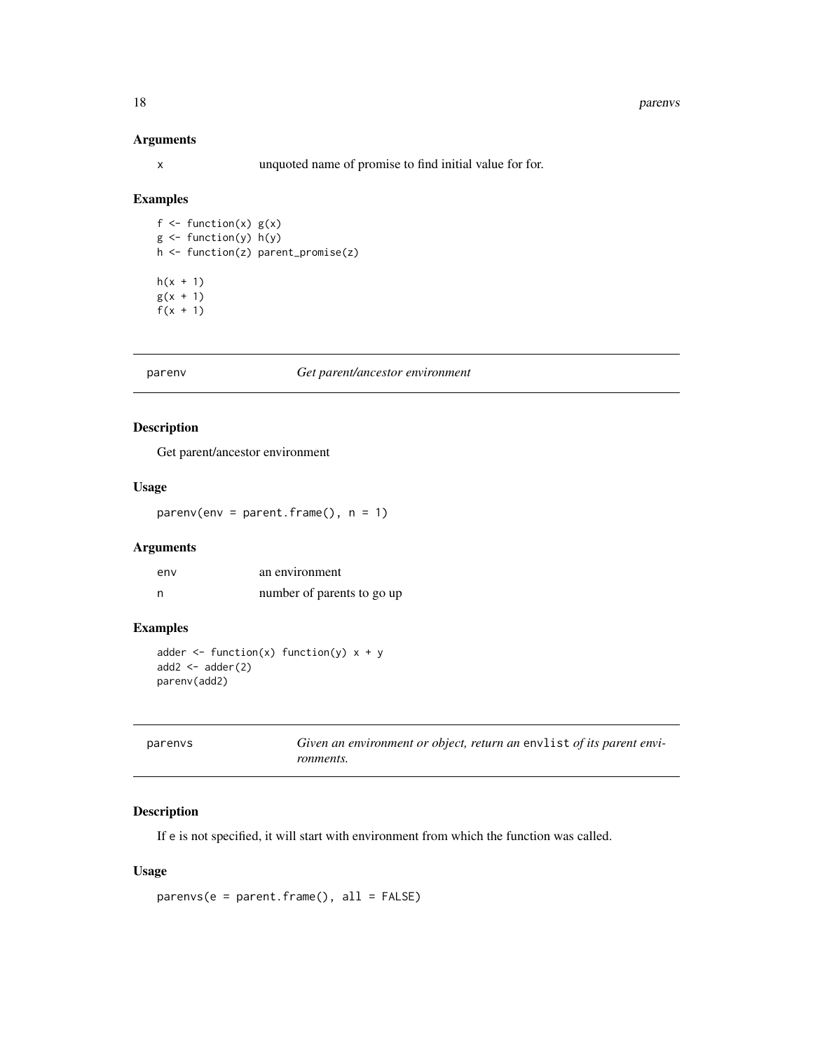### Arguments

| | |
|---|---|
| x | unquoted name of promise to find initial value for for. |

### Examples

```
f <- function(x) g(x)
g <- function(y) h(y)
h <- function(z) parent_promise(z)

h(x + 1)
g(x + 1)
f(x + 1)
```

## parenv — *Get parent/ancestor environment*

### Description

Get parent/ancestor environment

### Usage

```
parenv(env = parent.frame(), n = 1)
```

### Arguments

| | |
|---|---|
| env | an environment |
| n | number of parents to go up |

### Examples

```
adder <- function(x) function(y) x + y
add2 <- adder(2)
parenv(add2)
```

## parenvs — *Given an environment or object, return an `envlist` of its parent environments.*

### Description

If `e` is not specified, it will start with environment from which the function was called.

### Usage

```
parenvs(e = parent.frame(), all = FALSE)
```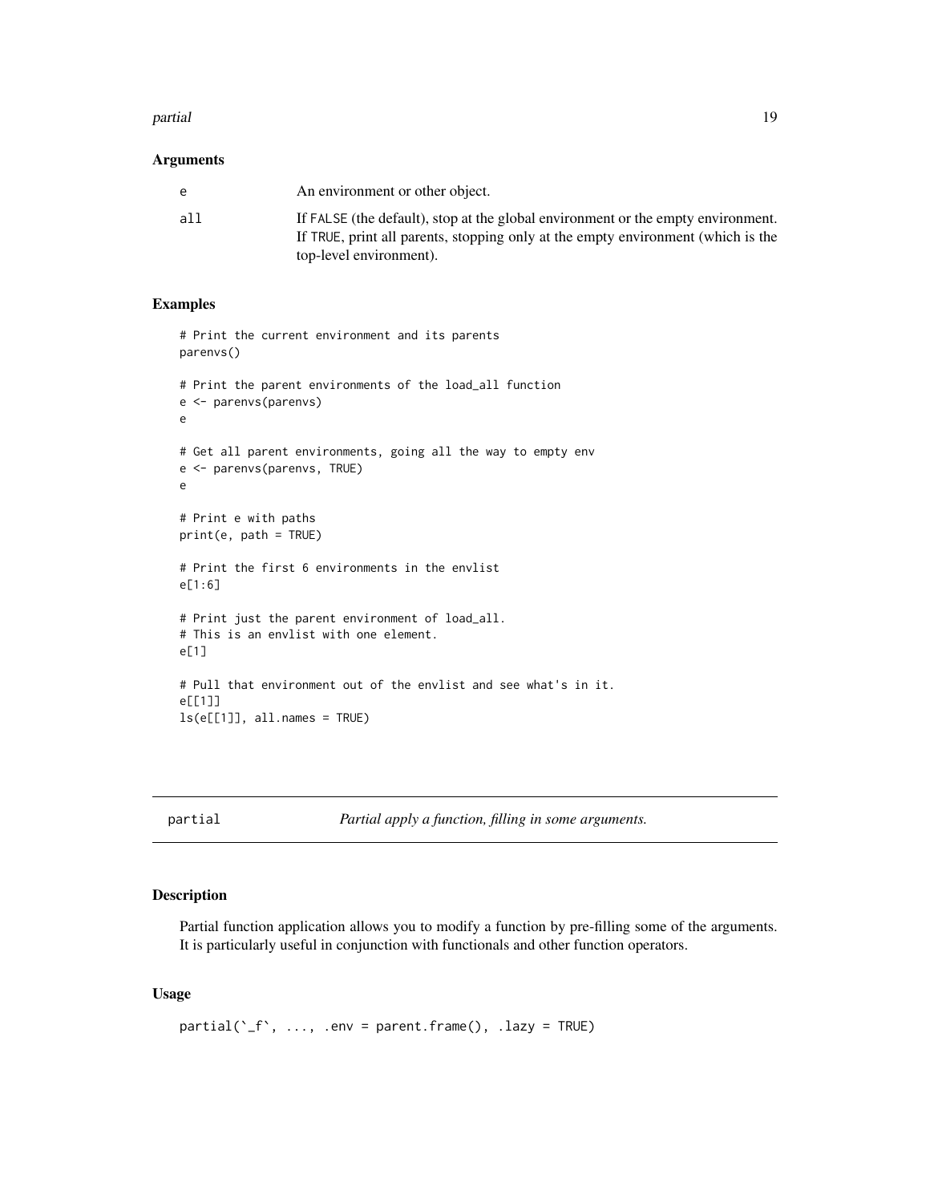### Arguments

| | |
|---|---|
| e | An environment or other object. |
| all | If FALSE (the default), stop at the global environment or the empty environment. If TRUE, print all parents, stopping only at the empty environment (which is the top-level environment). |

### Examples

```
# Print the current environment and its parents
parenvs()

# Print the parent environments of the load_all function
e <- parenvs(parenvs)
e

# Get all parent environments, going all the way to empty env
e <- parenvs(parenvs, TRUE)
e

# Print e with paths
print(e, path = TRUE)

# Print the first 6 environments in the envlist
e[1:6]

# Print just the parent environment of load_all.
# This is an envlist with one element.
e[1]

# Pull that environment out of the envlist and see what's in it.
e[[1]]
ls(e[[1]], all.names = TRUE)
```

---

## partial — *Partial apply a function, filling in some arguments.*

### Description

Partial function application allows you to modify a function by pre-filling some of the arguments. It is particularly useful in conjunction with functionals and other function operators.

### Usage

```
partial(`_f`, ..., .env = parent.frame(), .lazy = TRUE)
```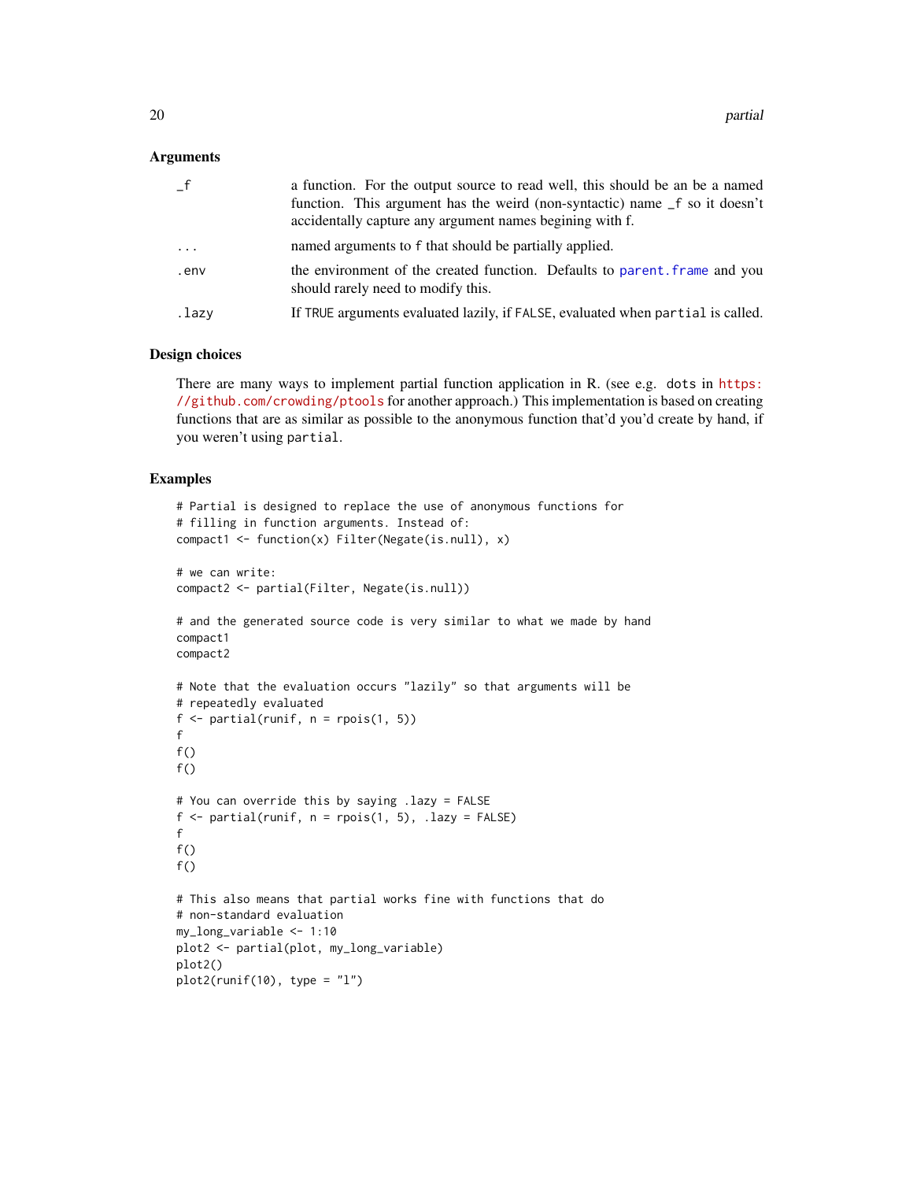### Arguments

| | |
|---|---|
| `_f` | a function. For the output source to read well, this should be an be a named function. This argument has the weird (non-syntactic) name `_f` so it doesn't accidentally capture any argument names begining with f. |
| `...` | named arguments to `f` that should be partially applied. |
| `.env` | the environment of the created function. Defaults to `parent.frame` and you should rarely need to modify this. |
| `.lazy` | If `TRUE` arguments evaluated lazily, if `FALSE`, evaluated when `partial` is called. |

### Design choices

There are many ways to implement partial function application in R. (see e.g. `dots` in https://github.com/crowding/ptools for another approach.) This implementation is based on creating functions that are as similar as possible to the anonymous function that'd you'd create by hand, if you weren't using `partial`.

### Examples

```
# Partial is designed to replace the use of anonymous functions for
# filling in function arguments. Instead of:
compact1 <- function(x) Filter(Negate(is.null), x)

# we can write:
compact2 <- partial(Filter, Negate(is.null))

# and the generated source code is very similar to what we made by hand
compact1
compact2

# Note that the evaluation occurs "lazily" so that arguments will be
# repeatedly evaluated
f <- partial(runif, n = rpois(1, 5))
f
f()
f()

# You can override this by saying .lazy = FALSE
f <- partial(runif, n = rpois(1, 5), .lazy = FALSE)
f
f()
f()

# This also means that partial works fine with functions that do
# non-standard evaluation
my_long_variable <- 1:10
plot2 <- partial(plot, my_long_variable)
plot2()
plot2(runif(10), type = "l")
```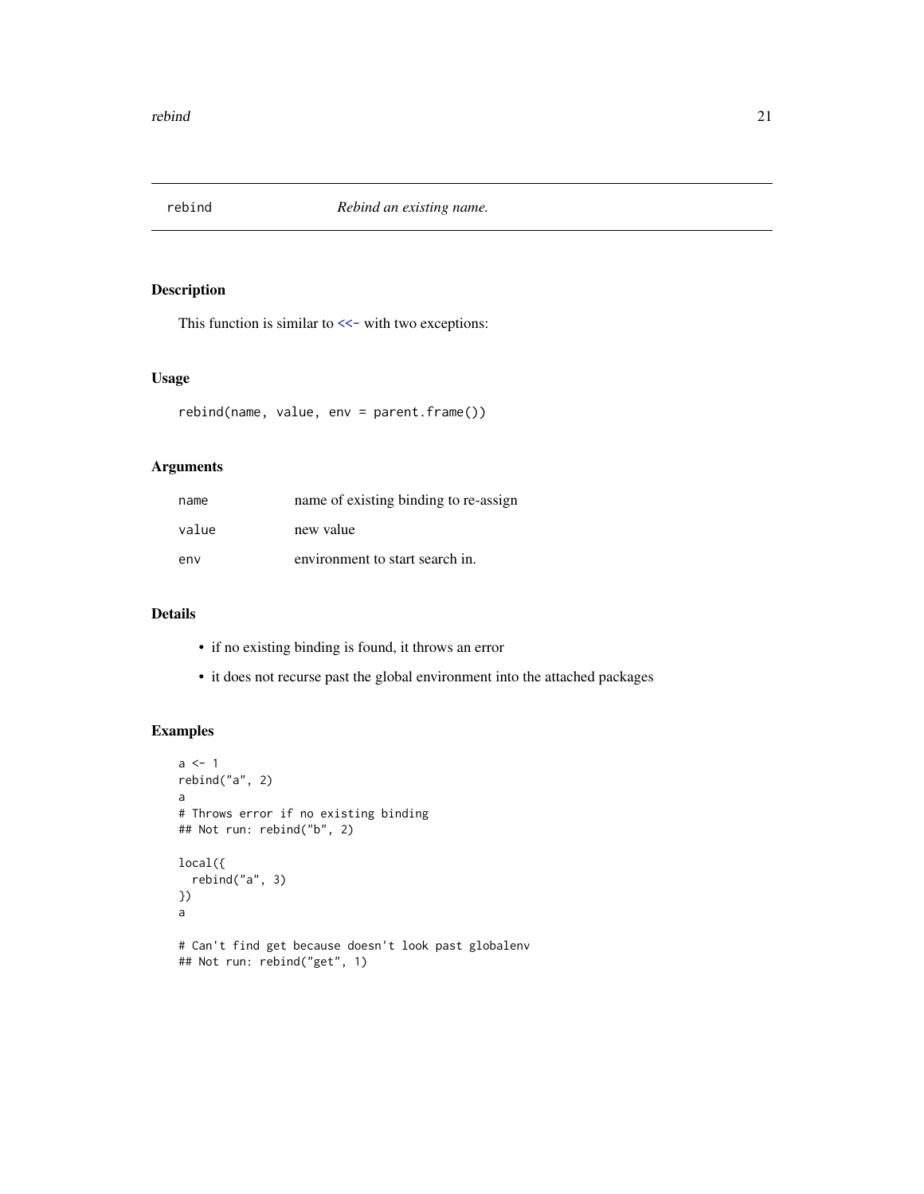# rebind *Rebind an existing name.*

## Description

This function is similar to <<- with two exceptions:

## Usage

```
rebind(name, value, env = parent.frame())
```

## Arguments

| | |
|---|---|
| name | name of existing binding to re-assign |
| value | new value |
| env | environment to start search in. |

## Details

- if no existing binding is found, it throws an error
- it does not recurse past the global environment into the attached packages

## Examples

```
a <- 1
rebind("a", 2)
a
# Throws error if no existing binding
## Not run: rebind("b", 2)

local({
  rebind("a", 3)
})
a

# Can't find get because doesn't look past globalenv
## Not run: rebind("get", 1)
```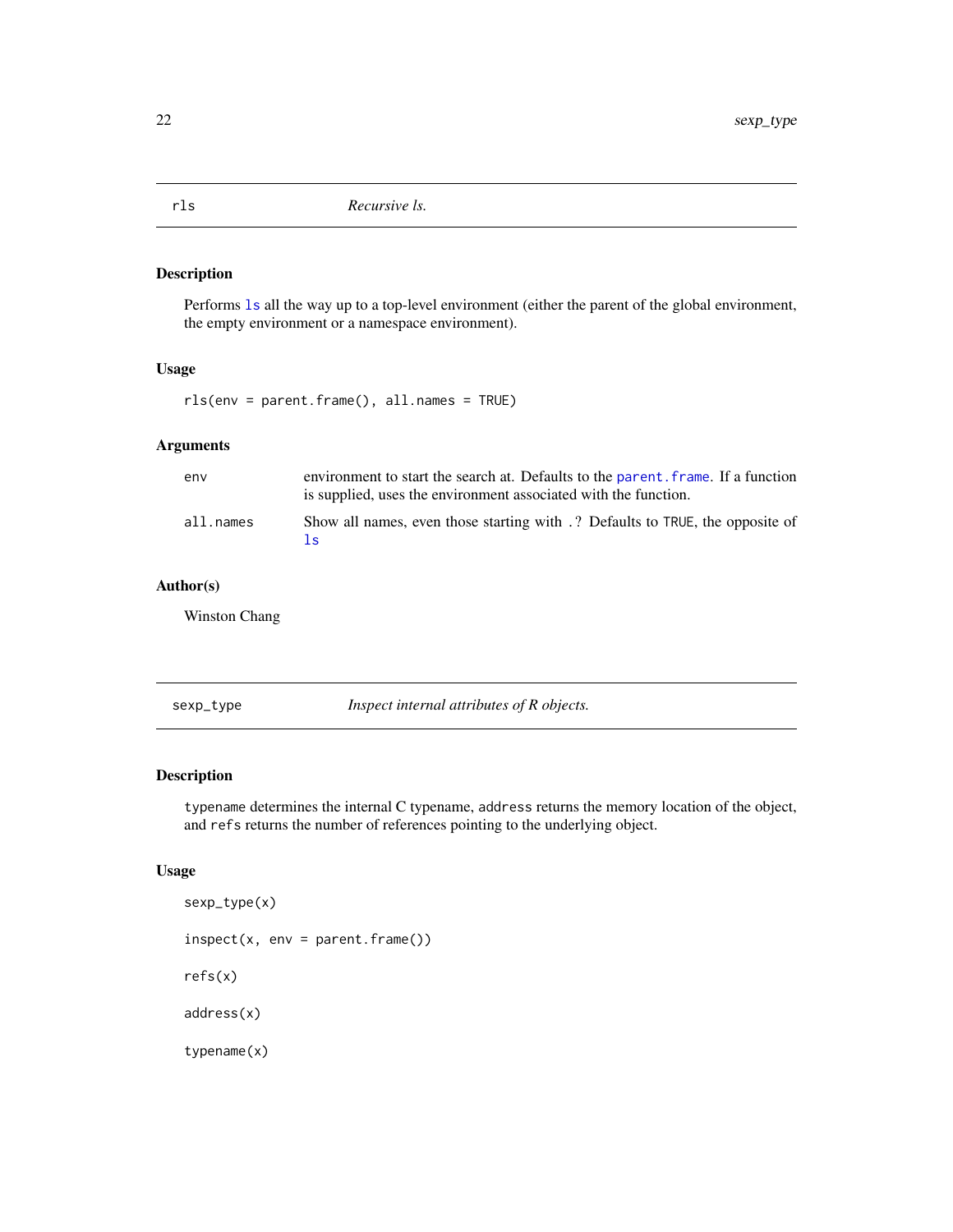## rls — *Recursive ls.*

### Description

Performs `ls` all the way up to a top-level environment (either the parent of the global environment, the empty environment or a namespace environment).

### Usage

```
rls(env = parent.frame(), all.names = TRUE)
```

### Arguments

| | |
|---|---|
| `env` | environment to start the search at. Defaults to the `parent.frame`. If a function is supplied, uses the environment associated with the function. |
| `all.names` | Show all names, even those starting with `.`? Defaults to `TRUE`, the opposite of `ls` |

### Author(s)

Winston Chang

## sexp_type — *Inspect internal attributes of R objects.*

### Description

`typename` determines the internal C typename, `address` returns the memory location of the object, and `refs` returns the number of references pointing to the underlying object.

### Usage

```
sexp_type(x)

inspect(x, env = parent.frame())

refs(x)

address(x)

typename(x)
```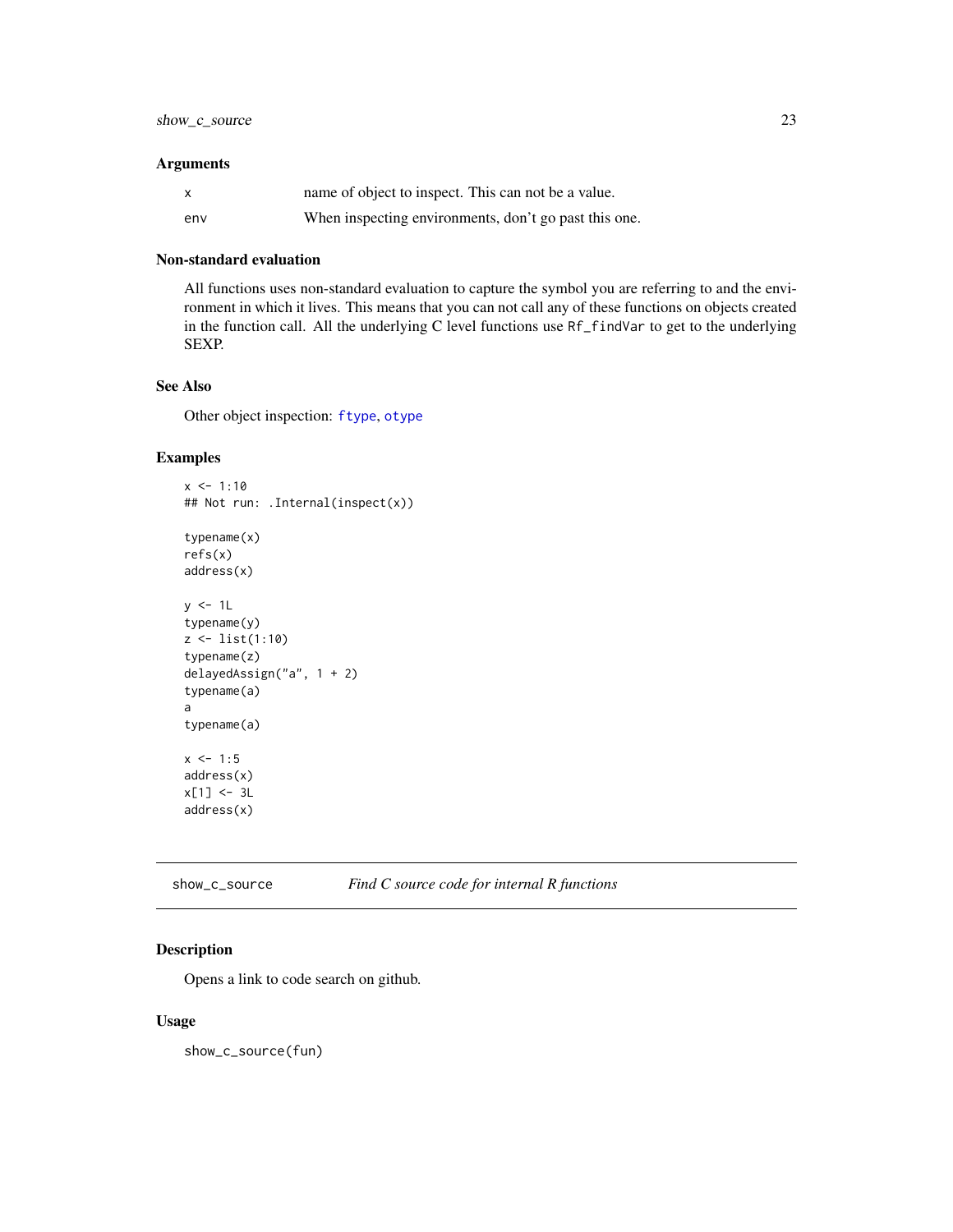### Arguments

| | |
|---|---|
| x | name of object to inspect. This can not be a value. |
| env | When inspecting environments, don't go past this one. |

### Non-standard evaluation

All functions uses non-standard evaluation to capture the symbol you are referring to and the environment in which it lives. This means that you can not call any of these functions on objects created in the function call. All the underlying C level functions use `Rf_findVar` to get to the underlying SEXP.

### See Also

Other object inspection: ftype, otype

### Examples

```
x <- 1:10
## Not run: .Internal(inspect(x))

typename(x)
refs(x)
address(x)

y <- 1L
typename(y)
z <- list(1:10)
typename(z)
delayedAssign("a", 1 + 2)
typename(a)
a
typename(a)

x <- 1:5
address(x)
x[1] <- 3L
address(x)
```

---

## show_c_source — *Find C source code for internal R functions*

### Description

Opens a link to code search on github.

### Usage

```
show_c_source(fun)
```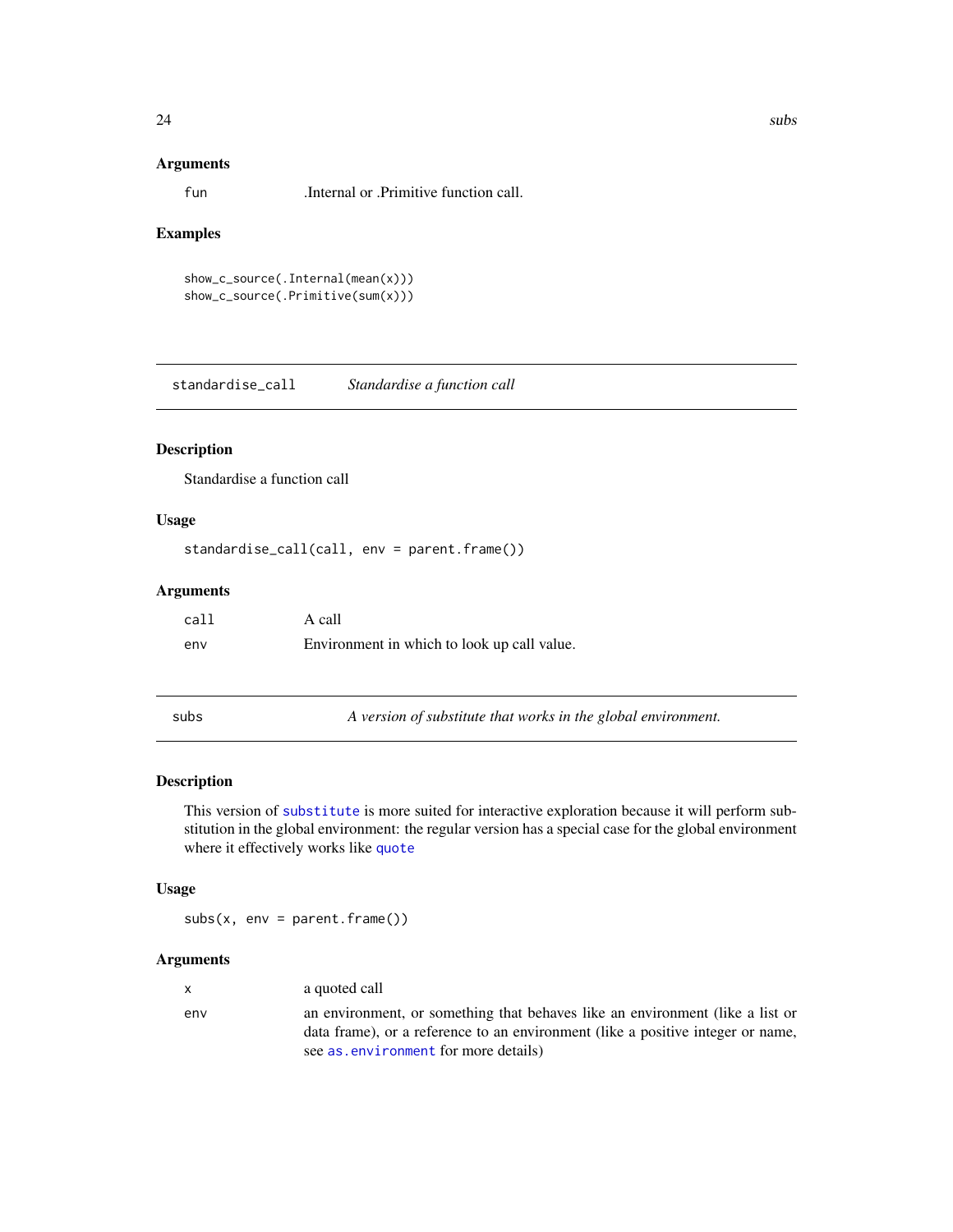### Arguments

| | |
|---|---|
| `fun` | .Internal or .Primitive function call. |

### Examples

```
show_c_source(.Internal(mean(x)))
show_c_source(.Primitive(sum(x)))
```

## `standardise_call` — *Standardise a function call*

### Description

Standardise a function call

### Usage

```
standardise_call(call, env = parent.frame())
```

### Arguments

| | |
|---|---|
| `call` | A call |
| `env` | Environment in which to look up call value. |

## `subs` — *A version of substitute that works in the global environment.*

### Description

This version of `substitute` is more suited for interactive exploration because it will perform substitution in the global environment: the regular version has a special case for the global environment where it effectively works like `quote`

### Usage

```
subs(x, env = parent.frame())
```

### Arguments

| | |
|---|---|
| `x` | a quoted call |
| `env` | an environment, or something that behaves like an environment (like a list or data frame), or a reference to an environment (like a positive integer or name, see `as.environment` for more details) |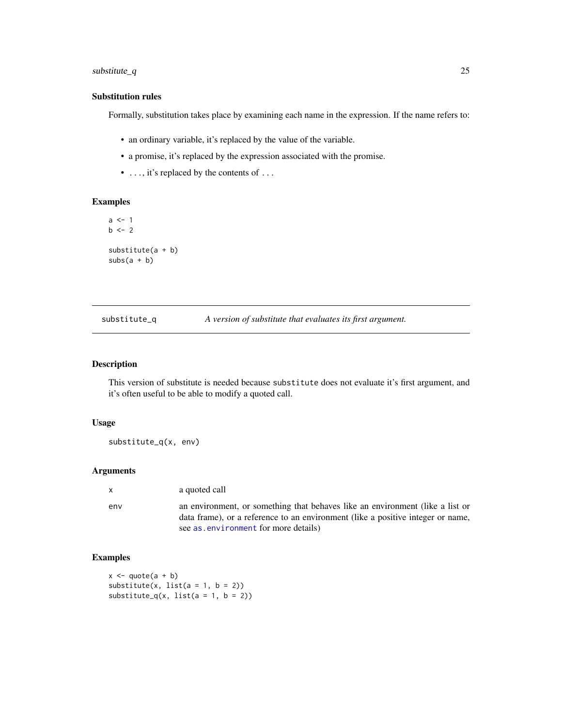### Substitution rules

Formally, substitution takes place by examining each name in the expression. If the name refers to:

- an ordinary variable, it's replaced by the value of the variable.
- a promise, it's replaced by the expression associated with the promise.
- ..., it's replaced by the contents of ...

### Examples

```
a <- 1
b <- 2

substitute(a + b)
subs(a + b)
```

---

## substitute_q — *A version of substitute that evaluates its first argument.*

---

### Description

This version of substitute is needed because `substitute` does not evaluate it's first argument, and it's often useful to be able to modify a quoted call.

### Usage

```
substitute_q(x, env)
```

### Arguments

| | |
|---|---|
| `x` | a quoted call |
| `env` | an environment, or something that behaves like an environment (like a list or data frame), or a reference to an environment (like a positive integer or name, see `as.environment` for more details) |

### Examples

```
x <- quote(a + b)
substitute(x, list(a = 1, b = 2))
substitute_q(x, list(a = 1, b = 2))
```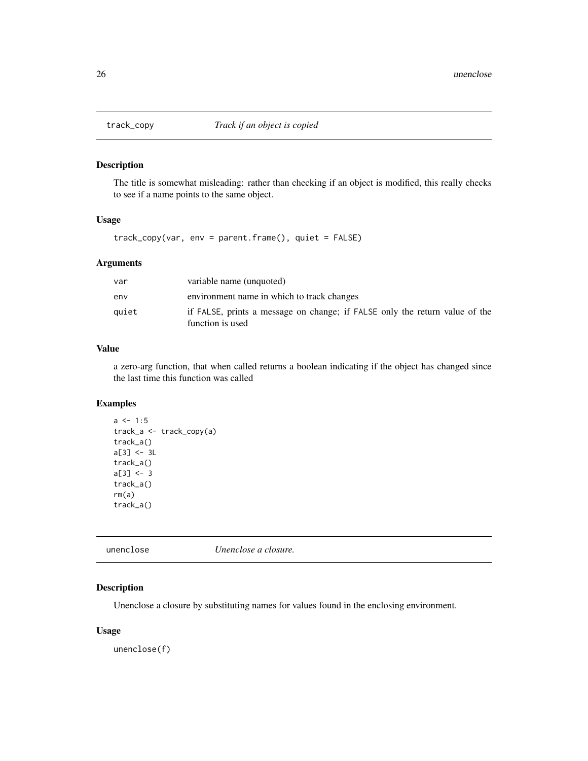## track_copy — *Track if an object is copied*

### Description

The title is somewhat misleading: rather than checking if an object is modified, this really checks to see if a name points to the same object.

### Usage

```
track_copy(var, env = parent.frame(), quiet = FALSE)
```

### Arguments

| | |
|---|---|
| var | variable name (unquoted) |
| env | environment name in which to track changes |
| quiet | if FALSE, prints a message on change; if FALSE only the return value of the function is used |

### Value

a zero-arg function, that when called returns a boolean indicating if the object has changed since the last time this function was called

### Examples

```
a <- 1:5
track_a <- track_copy(a)
track_a()
a[3] <- 3L
track_a()
a[3] <- 3
track_a()
rm(a)
track_a()
```

## unenclose — *Unenclose a closure.*

### Description

Unenclose a closure by substituting names for values found in the enclosing environment.

### Usage

```
unenclose(f)
```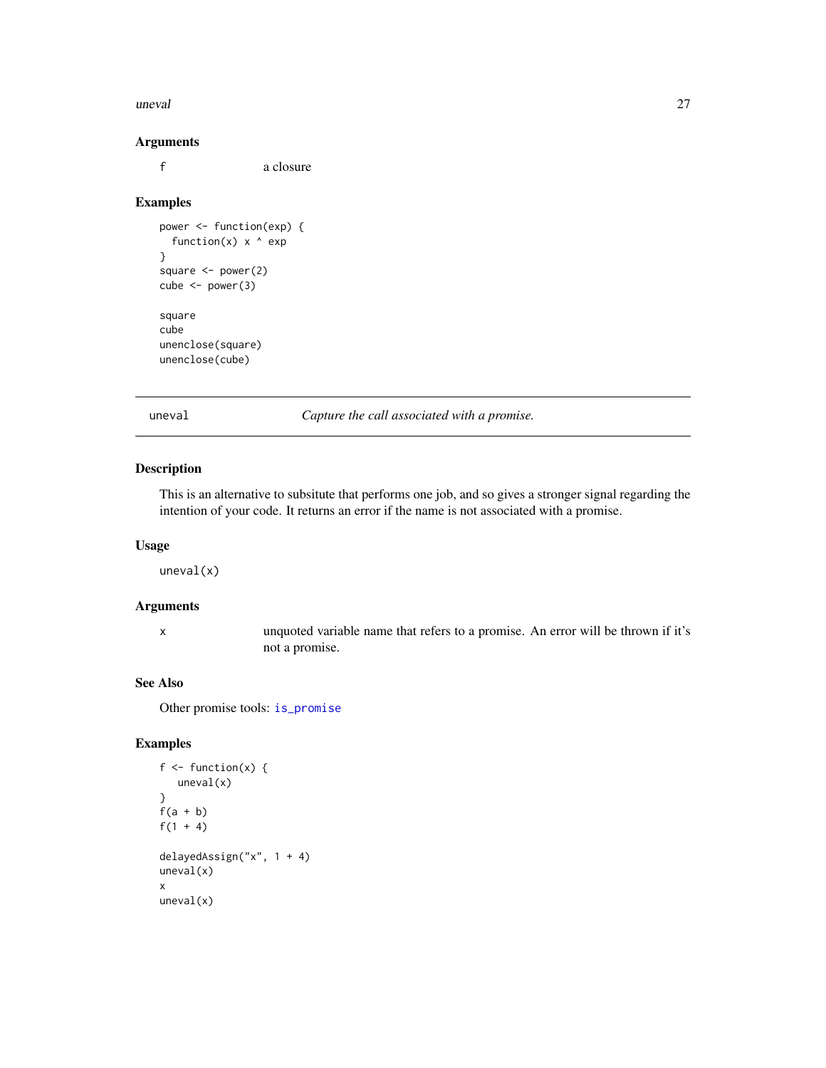### Arguments

f    a closure

### Examples

```
power <- function(exp) {
  function(x) x ^ exp
}
square <- power(2)
cube <- power(3)

square
cube
unenclose(square)
unenclose(cube)
```

---

## uneval    *Capture the call associated with a promise.*

---

### Description

This is an alternative to subsitute that performs one job, and so gives a stronger signal regarding the intention of your code. It returns an error if the name is not associated with a promise.

### Usage

```
uneval(x)
```

### Arguments

x    unquoted variable name that refers to a promise. An error will be thrown if it's not a promise.

### See Also

Other promise tools: is_promise

### Examples

```
f <- function(x) {
   uneval(x)
}
f(a + b)
f(1 + 4)

delayedAssign("x", 1 + 4)
uneval(x)
x
uneval(x)
```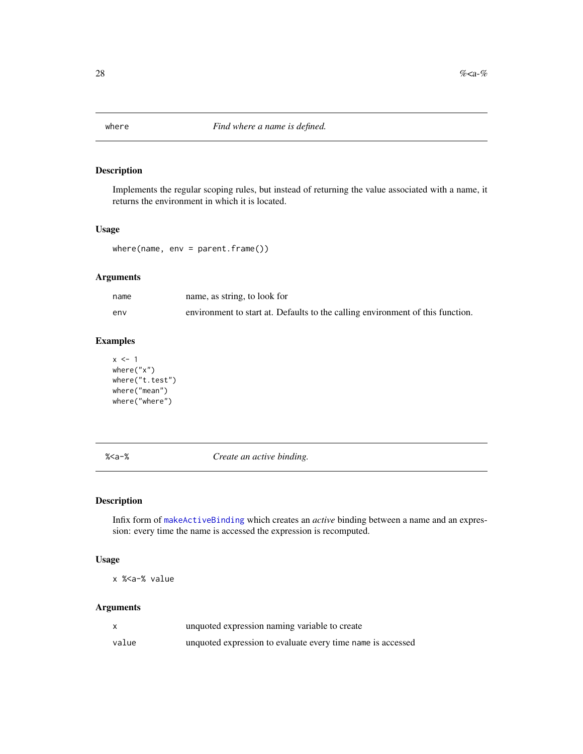## where — *Find where a name is defined.*

### Description

Implements the regular scoping rules, but instead of returning the value associated with a name, it returns the environment in which it is located.

### Usage

```
where(name, env = parent.frame())
```

### Arguments

| | |
|---|---|
| `name` | name, as string, to look for |
| `env` | environment to start at. Defaults to the calling environment of this function. |

### Examples

```
x <- 1
where("x")
where("t.test")
where("mean")
where("where")
```

## %<a-% — *Create an active binding.*

### Description

Infix form of `makeActiveBinding` which creates an *active* binding between a name and an expression: every time the name is accessed the expression is recomputed.

### Usage

```
x %<a-% value
```

### Arguments

| | |
|---|---|
| `x` | unquoted expression naming variable to create |
| `value` | unquoted expression to evaluate every time `name` is accessed |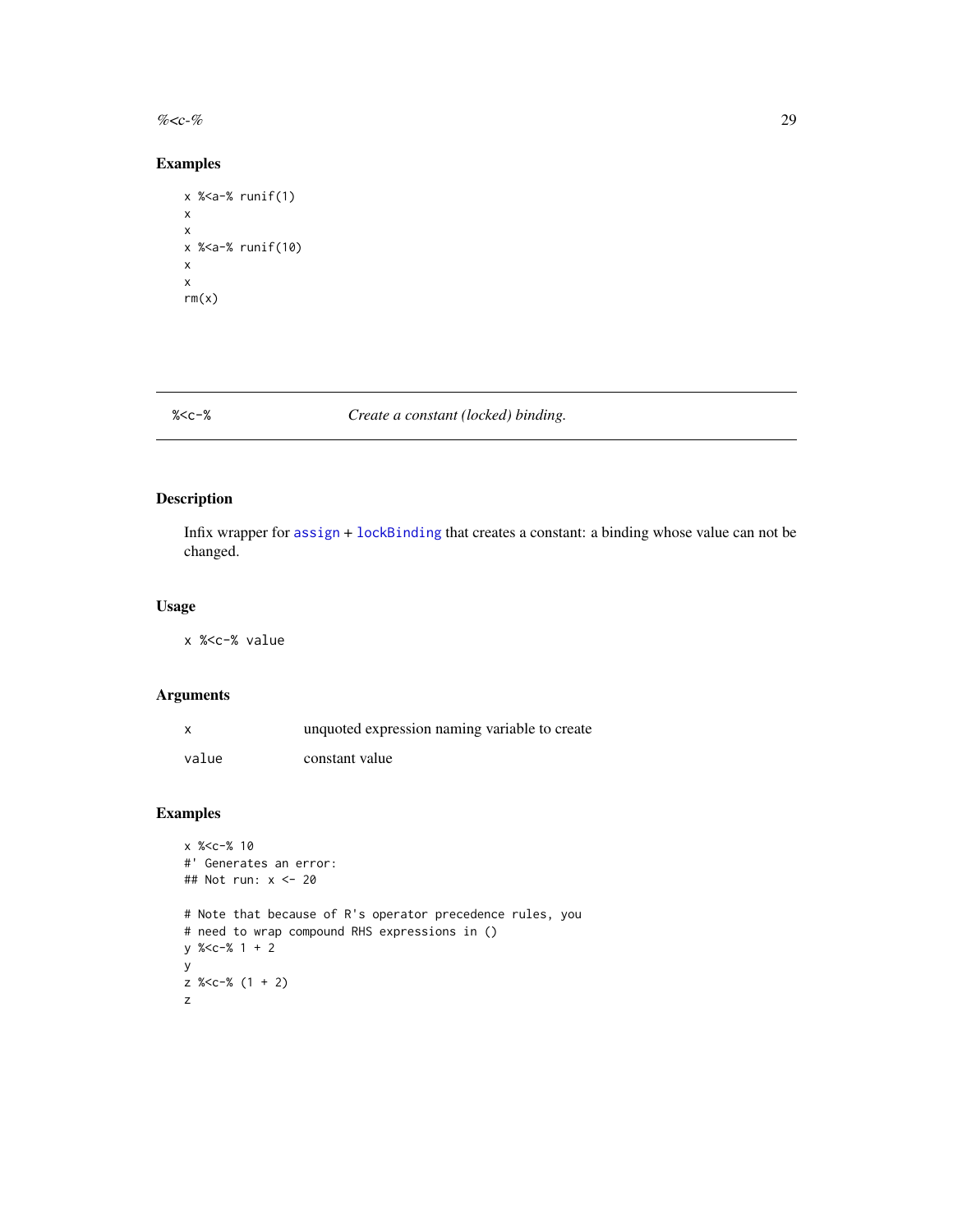## Examples

```
x %<a-% runif(1)
x
x
x %<a-% runif(10)
x
x
rm(x)
```

---

## %<c-% *Create a constant (locked) binding.*

---

### Description

Infix wrapper for `assign` + `lockBinding` that creates a constant: a binding whose value can not be changed.

### Usage

```
x %<c-% value
```

### Arguments

| | |
|---|---|
| x | unquoted expression naming variable to create |
| value | constant value |

### Examples

```
x %<c-% 10
#' Generates an error:
## Not run: x <- 20

# Note that because of R's operator precedence rules, you
# need to wrap compound RHS expressions in ()
y %<c-% 1 + 2
y
z %<c-% (1 + 2)
z
```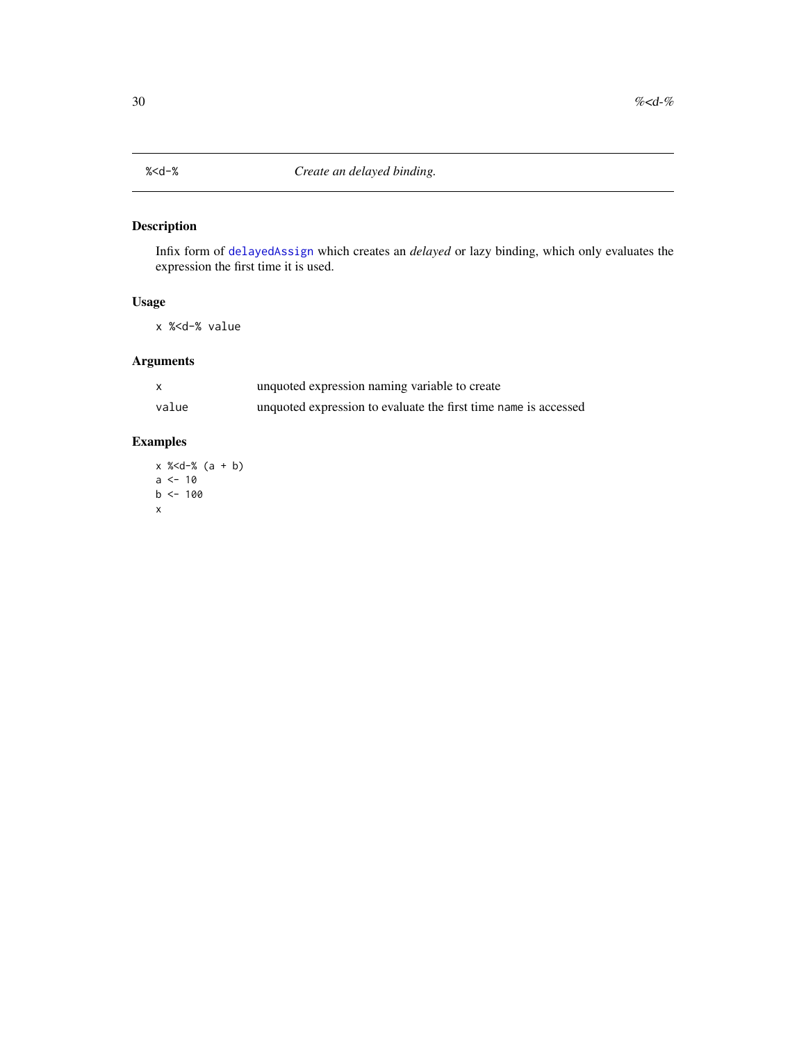# `%<d-%` *Create an delayed binding.*

## Description

Infix form of `delayedAssign` which creates an *delayed* or lazy binding, which only evaluates the expression the first time it is used.

## Usage

```
x %<d-% value
```

## Arguments

| | |
|---|---|
| `x` | unquoted expression naming variable to create |
| `value` | unquoted expression to evaluate the first time `name` is accessed |

## Examples

```
x %<d-% (a + b)
a <- 10
b <- 100
x
```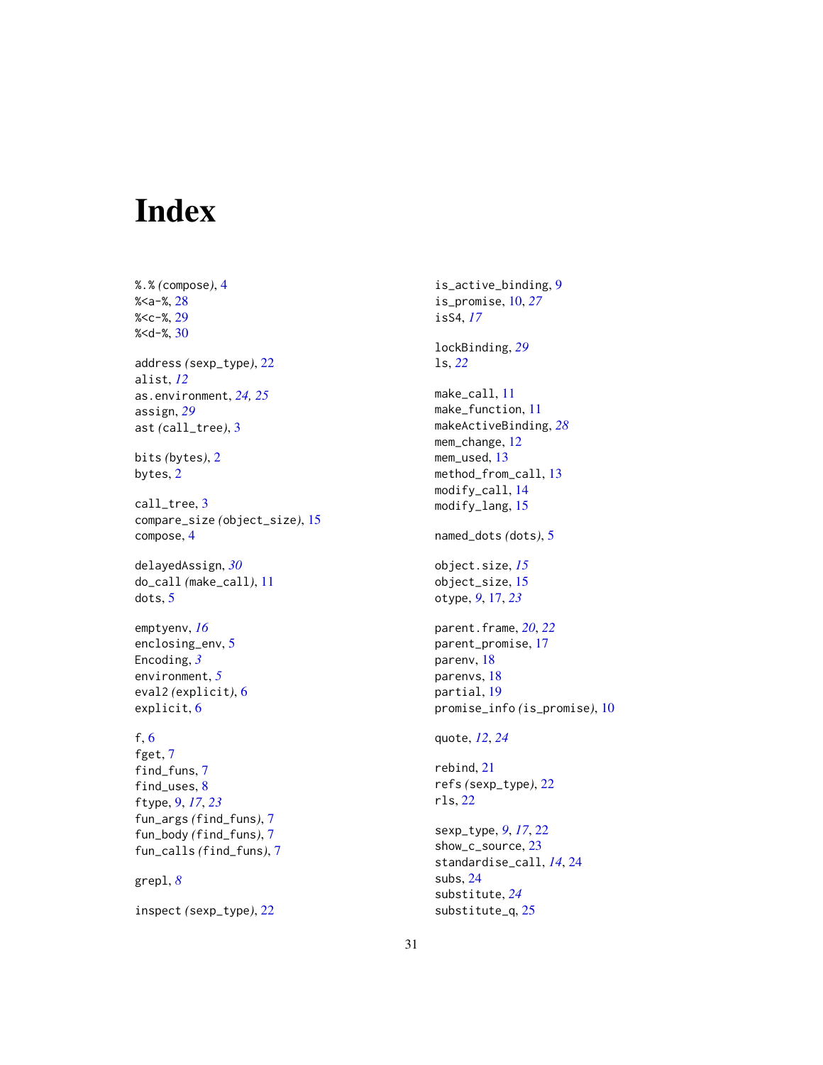# Index

%.% (compose), 4
%<a-%, 28
%<c-%, 29
%<d-%, 30

address (sexp_type), 22
alist, *12*
as.environment, *24*, *25*
assign, *29*
ast (call_tree), 3

bits (bytes), 2
bytes, 2

call_tree, 3
compare_size (object_size), 15
compose, 4

delayedAssign, *30*
do_call (make_call), 11
dots, 5

emptyenv, *16*
enclosing_env, 5
Encoding, *3*
environment, *5*
eval2 (explicit), 6
explicit, 6

f, 6
fget, 7
find_funs, 7
find_uses, 8
ftype, 9, *17*, *23*
fun_args (find_funs), 7
fun_body (find_funs), 7
fun_calls (find_funs), 7

grepl, *8*

inspect (sexp_type), 22

is_active_binding, 9
is_promise, 10, *27*
isS4, *17*

lockBinding, *29*
ls, *22*

make_call, 11
make_function, 11
makeActiveBinding, *28*
mem_change, 12
mem_used, 13
method_from_call, 13
modify_call, 14
modify_lang, 15

named_dots (dots), 5

object.size, *15*
object_size, 15
otype, *9*, 17, *23*

parent.frame, *20*, *22*
parent_promise, 17
parenv, 18
parenvs, 18
partial, 19
promise_info (is_promise), 10

quote, *12*, *24*

rebind, 21
refs (sexp_type), 22
rls, 22

sexp_type, *9*, *17*, 22
show_c_source, 23
standardise_call, *14*, 24
subs, 24
substitute, *24*
substitute_q, 25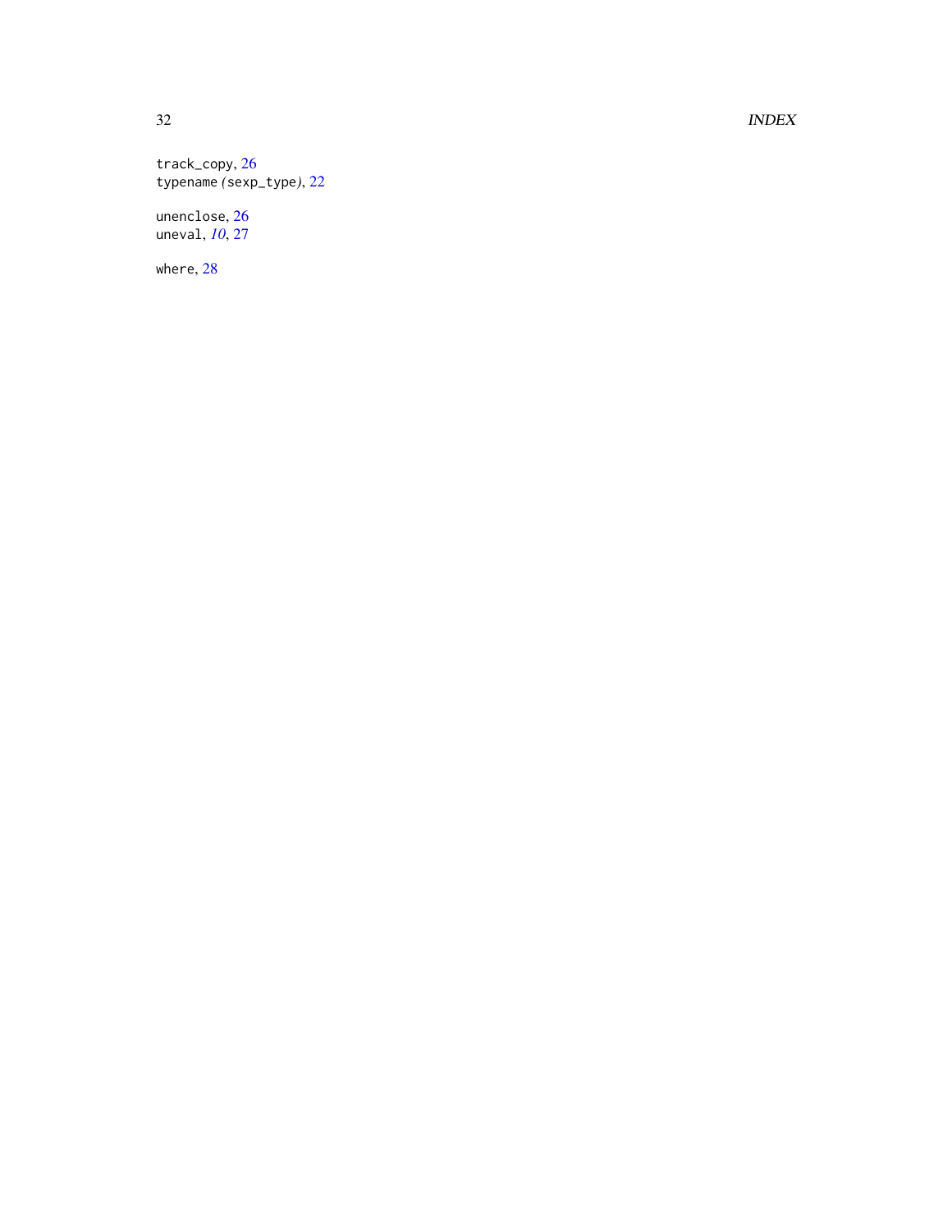track_copy, 26
typename (sexp_type), 22

unenclose, 26
uneval, *10*, 27

where, 28